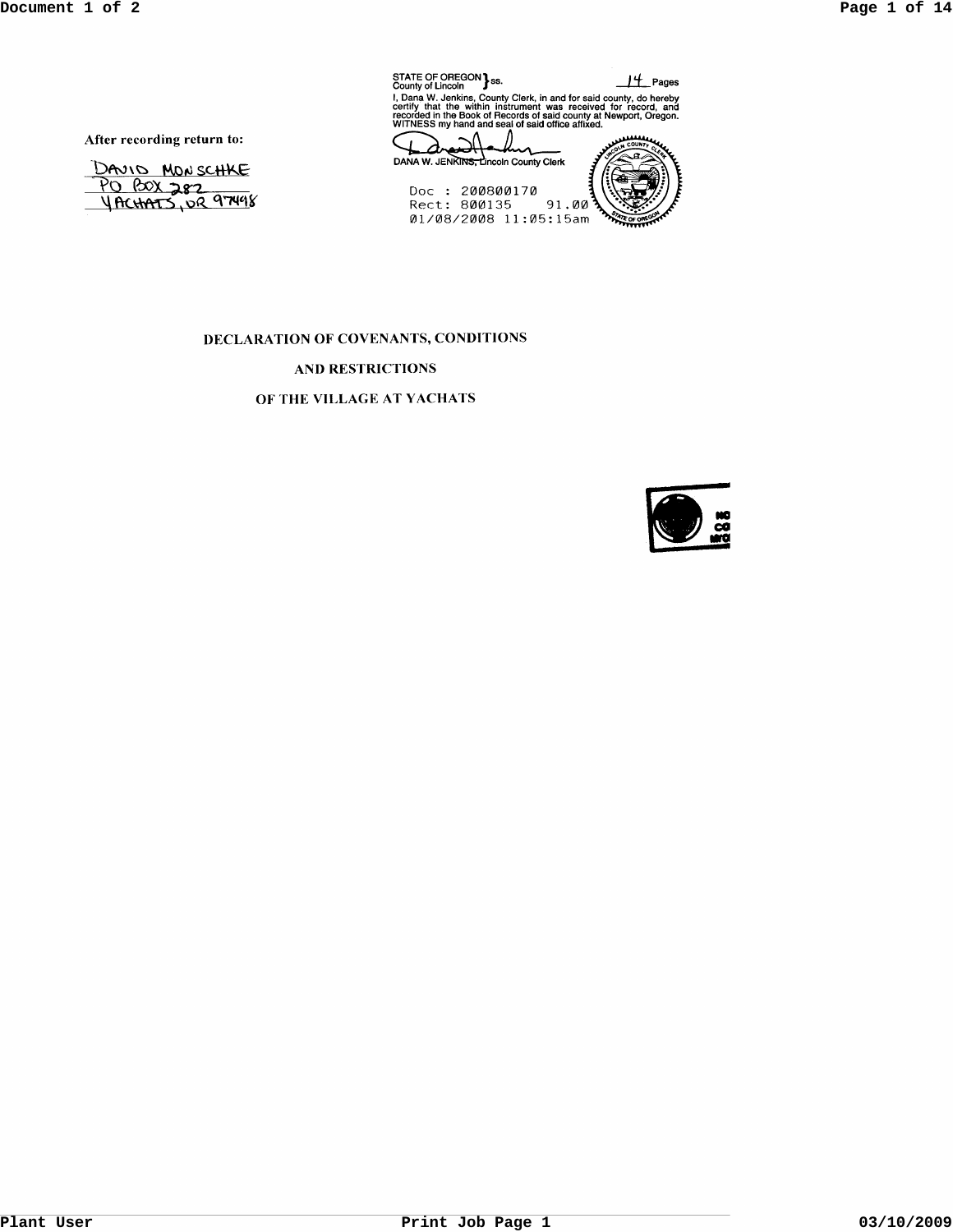STATE OF OREGON } ss.
County of Lincoln

14 Pages

I, Dana W. Jenkins, County Clerk, in and for said county, do hereby certify that the within instrument was received for record, and recorded in the Book of Records of said county at Newport, Oregon. WITNESS my hand and seal of said office affixed.

DANA W. JENKINS, Lincoln County Clerk

Doc : 200800170
Rect: 800135 91.00
01/08/2008 11:05:15am

After recording return to:

DAVID MONSCHKE
PO BOX 282
YACHATS, OR 97498

# DECLARATION OF COVENANTS, CONDITIONS AND RESTRICTIONS OF THE VILLAGE AT YACHATS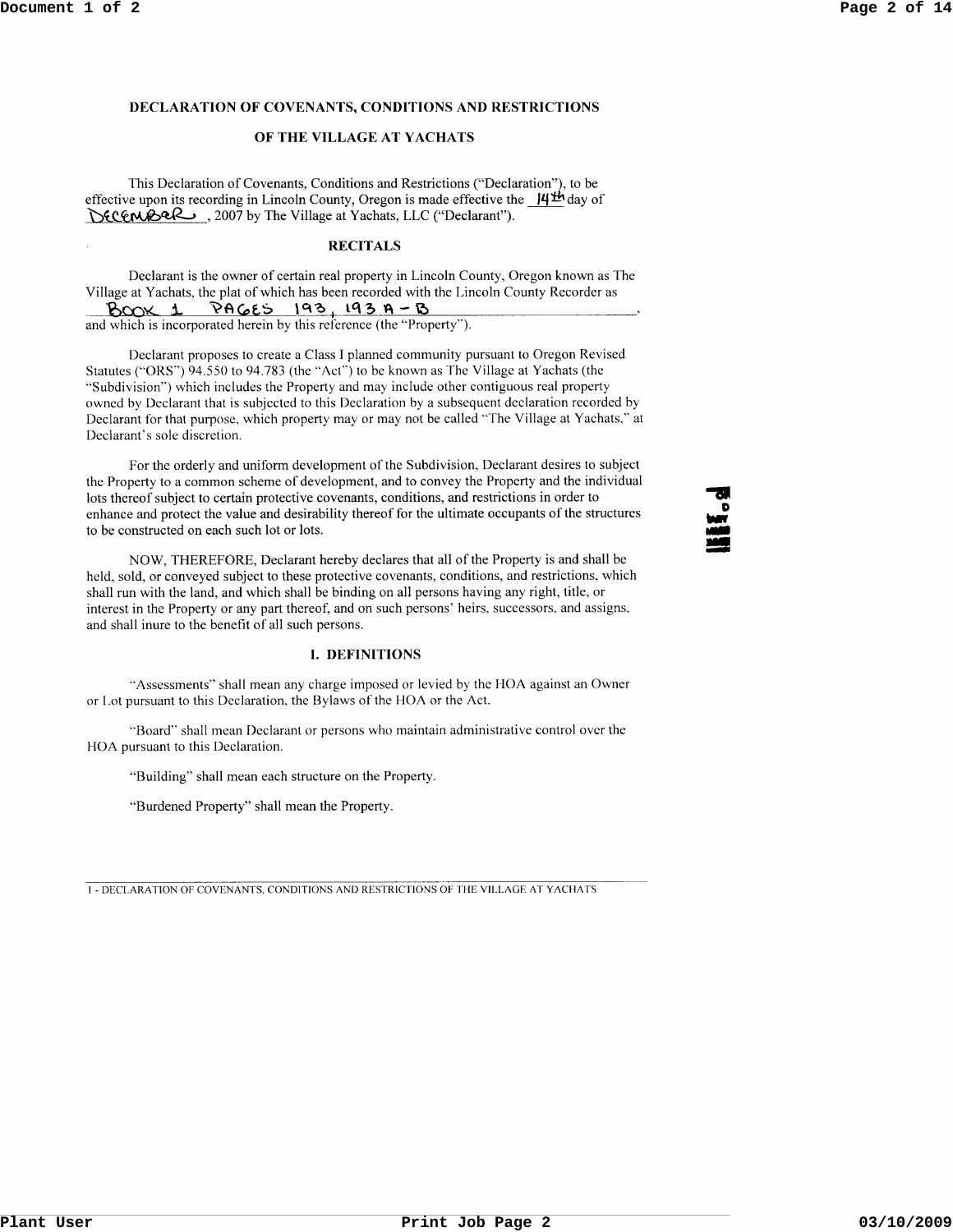# DECLARATION OF COVENANTS, CONDITIONS AND RESTRICTIONS

# OF THE VILLAGE AT YACHATS

This Declaration of Covenants, Conditions and Restrictions ("Declaration"), to be effective upon its recording in Lincoln County, Oregon is made effective the 14th day of DECEMBER, 2007 by The Village at Yachats, LLC ("Declarant").

## RECITALS

Declarant is the owner of certain real property in Lincoln County, Oregon known as The Village at Yachats, the plat of which has been recorded with the Lincoln County Recorder as BOOK 1 PAGES 193, 193 A - B, and which is incorporated herein by this reference (the "Property").

Declarant proposes to create a Class I planned community pursuant to Oregon Revised Statutes ("ORS") 94.550 to 94.783 (the "Act") to be known as The Village at Yachats (the "Subdivision") which includes the Property and may include other contiguous real property owned by Declarant that is subjected to this Declaration by a subsequent declaration recorded by Declarant for that purpose, which property may or may not be called "The Village at Yachats," at Declarant's sole discretion.

For the orderly and uniform development of the Subdivision, Declarant desires to subject the Property to a common scheme of development, and to convey the Property and the individual lots thereof subject to certain protective covenants, conditions, and restrictions in order to enhance and protect the value and desirability thereof for the ultimate occupants of the structures to be constructed on each such lot or lots.

NOW, THEREFORE, Declarant hereby declares that all of the Property is and shall be held, sold, or conveyed subject to these protective covenants, conditions, and restrictions, which shall run with the land, and which shall be binding on all persons having any right, title, or interest in the Property or any part thereof, and on such persons' heirs, successors, and assigns, and shall inure to the benefit of all such persons.

## I. DEFINITIONS

"Assessments" shall mean any charge imposed or levied by the HOA against an Owner or Lot pursuant to this Declaration, the Bylaws of the HOA or the Act.

"Board" shall mean Declarant or persons who maintain administrative control over the HOA pursuant to this Declaration.

"Building" shall mean each structure on the Property.

"Burdened Property" shall mean the Property.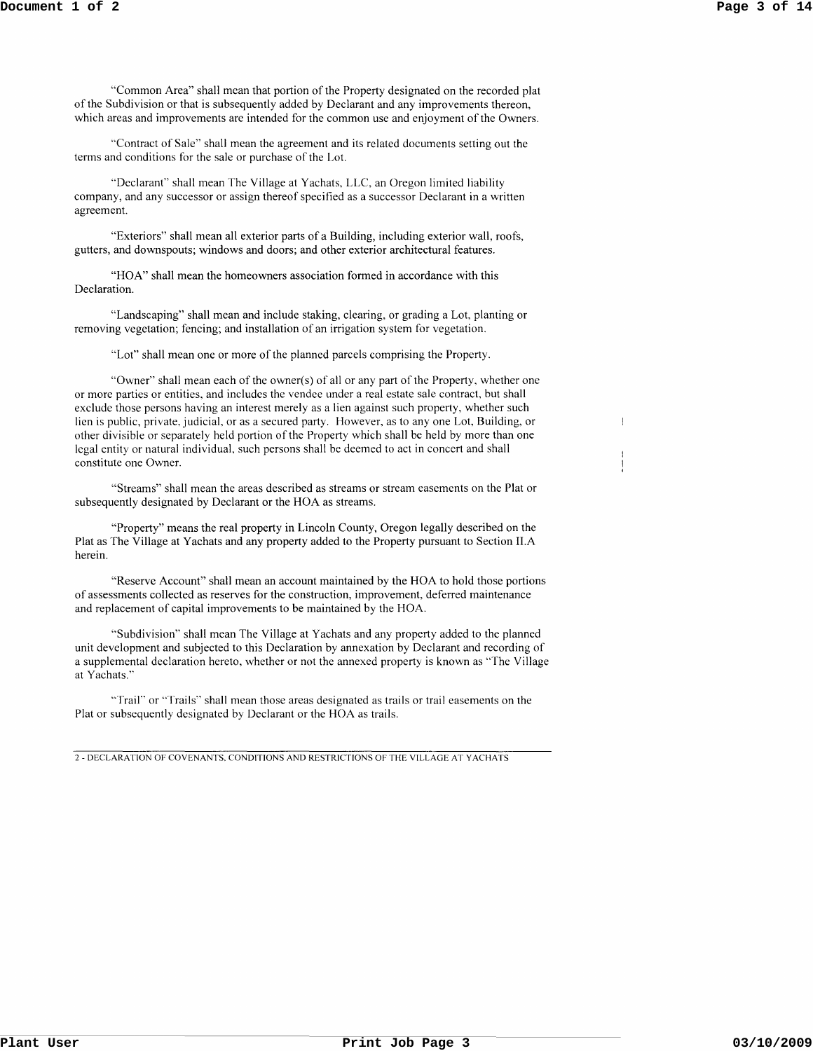"Common Area" shall mean that portion of the Property designated on the recorded plat of the Subdivision or that is subsequently added by Declarant and any improvements thereon, which areas and improvements are intended for the common use and enjoyment of the Owners.

"Contract of Sale" shall mean the agreement and its related documents setting out the terms and conditions for the sale or purchase of the Lot.

"Declarant" shall mean The Village at Yachats, LLC, an Oregon limited liability company, and any successor or assign thereof specified as a successor Declarant in a written agreement.

"Exteriors" shall mean all exterior parts of a Building, including exterior wall, roofs, gutters, and downspouts; windows and doors; and other exterior architectural features.

"HOA" shall mean the homeowners association formed in accordance with this Declaration.

"Landscaping" shall mean and include staking, clearing, or grading a Lot, planting or removing vegetation; fencing; and installation of an irrigation system for vegetation.

"Lot" shall mean one or more of the planned parcels comprising the Property.

"Owner" shall mean each of the owner(s) of all or any part of the Property, whether one or more parties or entities, and includes the vendee under a real estate sale contract, but shall exclude those persons having an interest merely as a lien against such property, whether such lien is public, private, judicial, or as a secured party. However, as to any one Lot, Building, or other divisible or separately held portion of the Property which shall be held by more than one legal entity or natural individual, such persons shall be deemed to act in concert and shall constitute one Owner.

"Streams" shall mean the areas described as streams or stream easements on the Plat or subsequently designated by Declarant or the HOA as streams.

"Property" means the real property in Lincoln County, Oregon legally described on the Plat as The Village at Yachats and any property added to the Property pursuant to Section II.A herein.

"Reserve Account" shall mean an account maintained by the HOA to hold those portions of assessments collected as reserves for the construction, improvement, deferred maintenance and replacement of capital improvements to be maintained by the HOA.

"Subdivision" shall mean The Village at Yachats and any property added to the planned unit development and subjected to this Declaration by annexation by Declarant and recording of a supplemental declaration hereto, whether or not the annexed property is known as "The Village at Yachats."

"Trail" or "Trails" shall mean those areas designated as trails or trail easements on the Plat or subsequently designated by Declarant or the HOA as trails.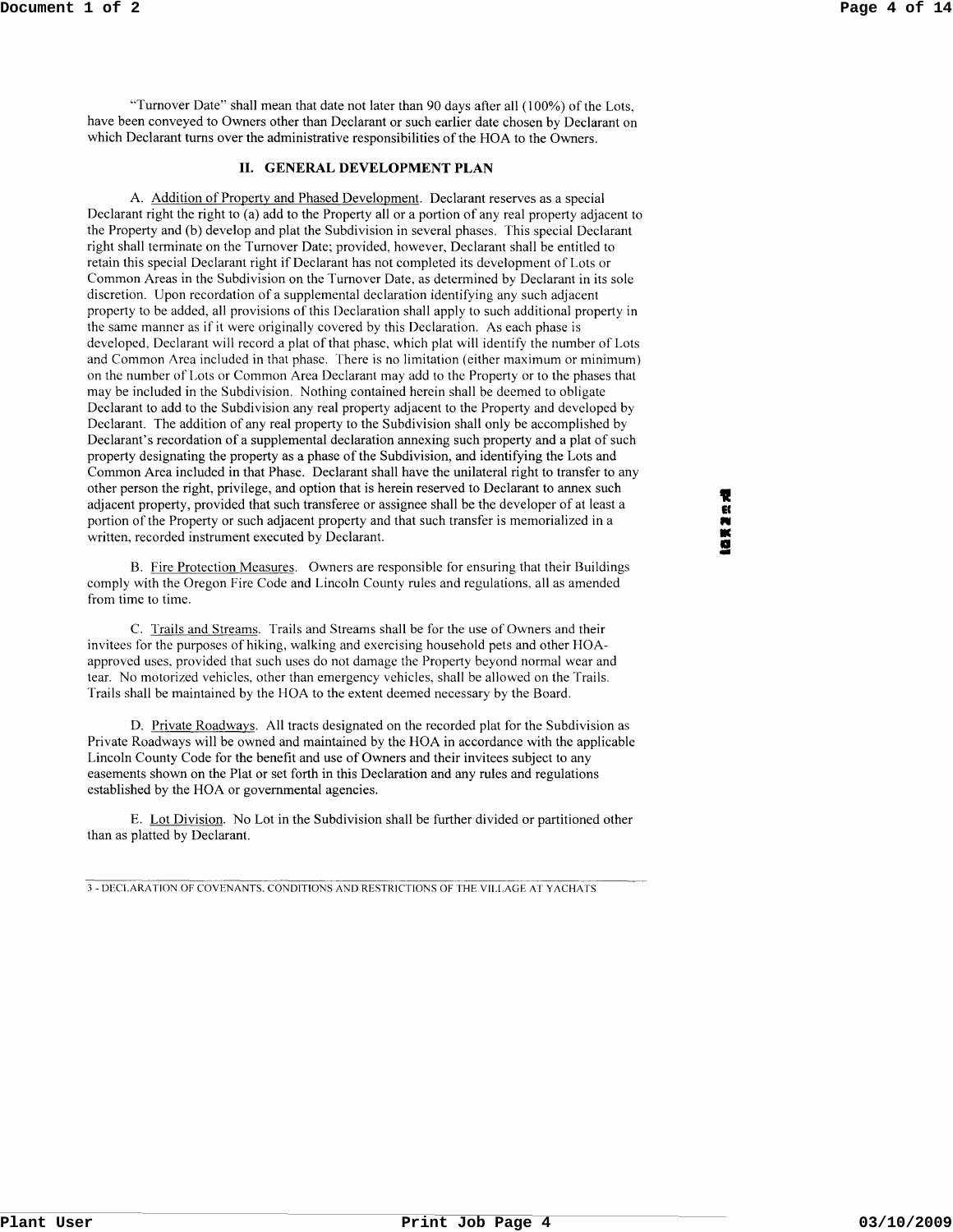"Turnover Date" shall mean that date not later than 90 days after all (100%) of the Lots, have been conveyed to Owners other than Declarant or such earlier date chosen by Declarant on which Declarant turns over the administrative responsibilities of the HOA to the Owners.

## II. GENERAL DEVELOPMENT PLAN

A. Addition of Property and Phased Development. Declarant reserves as a special Declarant right the right to (a) add to the Property all or a portion of any real property adjacent to the Property and (b) develop and plat the Subdivision in several phases. This special Declarant right shall terminate on the Turnover Date; provided, however, Declarant shall be entitled to retain this special Declarant right if Declarant has not completed its development of Lots or Common Areas in the Subdivision on the Turnover Date, as determined by Declarant in its sole discretion. Upon recordation of a supplemental declaration identifying any such adjacent property to be added, all provisions of this Declaration shall apply to such additional property in the same manner as if it were originally covered by this Declaration. As each phase is developed, Declarant will record a plat of that phase, which plat will identify the number of Lots and Common Area included in that phase. There is no limitation (either maximum or minimum) on the number of Lots or Common Area Declarant may add to the Property or to the phases that may be included in the Subdivision. Nothing contained herein shall be deemed to obligate Declarant to add to the Subdivision any real property adjacent to the Property and developed by Declarant. The addition of any real property to the Subdivision shall only be accomplished by Declarant's recordation of a supplemental declaration annexing such property and a plat of such property designating the property as a phase of the Subdivision, and identifying the Lots and Common Area included in that Phase. Declarant shall have the unilateral right to transfer to any other person the right, privilege, and option that is herein reserved to Declarant to annex such adjacent property, provided that such transferee or assignee shall be the developer of at least a portion of the Property or such adjacent property and that such transfer is memorialized in a written, recorded instrument executed by Declarant.

B. Fire Protection Measures. Owners are responsible for ensuring that their Buildings comply with the Oregon Fire Code and Lincoln County rules and regulations, all as amended from time to time.

C. Trails and Streams. Trails and Streams shall be for the use of Owners and their invitees for the purposes of hiking, walking and exercising household pets and other HOA-approved uses, provided that such uses do not damage the Property beyond normal wear and tear. No motorized vehicles, other than emergency vehicles, shall be allowed on the Trails. Trails shall be maintained by the HOA to the extent deemed necessary by the Board.

D. Private Roadways. All tracts designated on the recorded plat for the Subdivision as Private Roadways will be owned and maintained by the HOA in accordance with the applicable Lincoln County Code for the benefit and use of Owners and their invitees subject to any easements shown on the Plat or set forth in this Declaration and any rules and regulations established by the HOA or governmental agencies.

E. Lot Division. No Lot in the Subdivision shall be further divided or partitioned other than as platted by Declarant.

3 - DECLARATION OF COVENANTS, CONDITIONS AND RESTRICTIONS OF THE VILLAGE AT YACHATS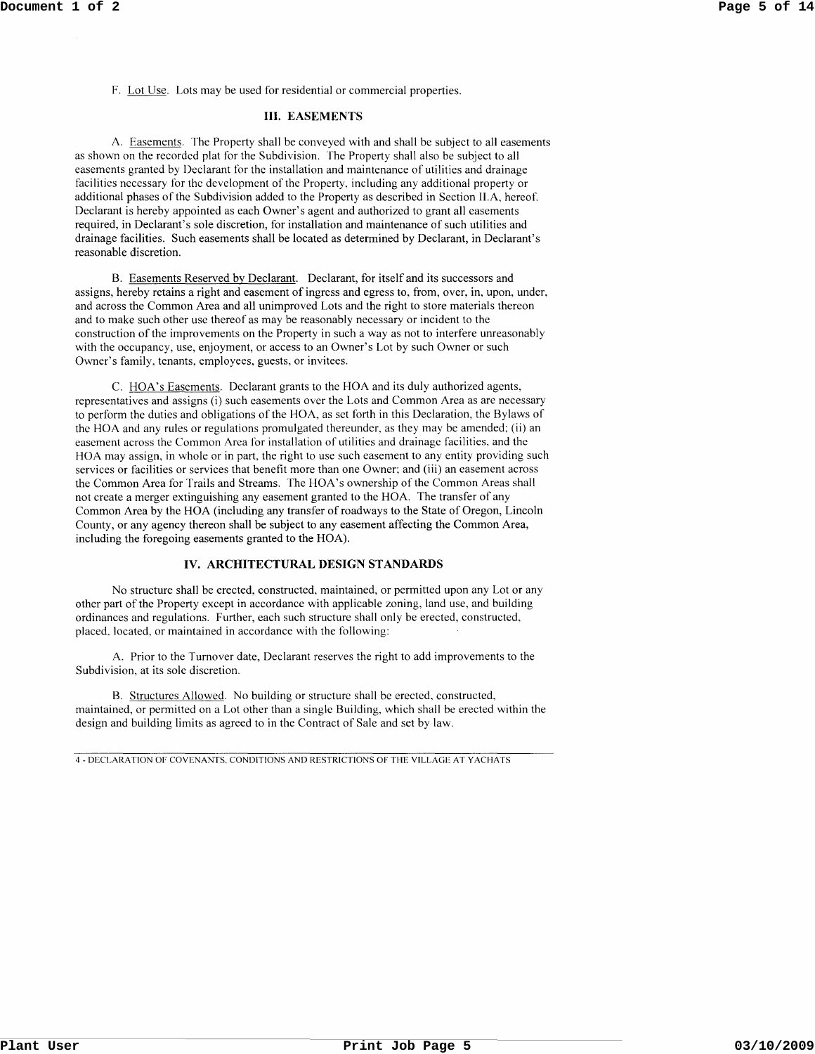F. Lot Use. Lots may be used for residential or commercial properties.

## III. EASEMENTS

A. Easements. The Property shall be conveyed with and shall be subject to all easements as shown on the recorded plat for the Subdivision. The Property shall also be subject to all easements granted by Declarant for the installation and maintenance of utilities and drainage facilities necessary for the development of the Property, including any additional property or additional phases of the Subdivision added to the Property as described in Section II.A, hereof. Declarant is hereby appointed as each Owner's agent and authorized to grant all easements required, in Declarant's sole discretion, for installation and maintenance of such utilities and drainage facilities. Such easements shall be located as determined by Declarant, in Declarant's reasonable discretion.

B. Easements Reserved by Declarant. Declarant, for itself and its successors and assigns, hereby retains a right and easement of ingress and egress to, from, over, in, upon, under, and across the Common Area and all unimproved Lots and the right to store materials thereon and to make such other use thereof as may be reasonably necessary or incident to the construction of the improvements on the Property in such a way as not to interfere unreasonably with the occupancy, use, enjoyment, or access to an Owner's Lot by such Owner or such Owner's family, tenants, employees, guests, or invitees.

C. HOA's Easements. Declarant grants to the HOA and its duly authorized agents, representatives and assigns (i) such easements over the Lots and Common Area as are necessary to perform the duties and obligations of the HOA, as set forth in this Declaration, the Bylaws of the HOA and any rules or regulations promulgated thereunder, as they may be amended; (ii) an easement across the Common Area for installation of utilities and drainage facilities, and the HOA may assign, in whole or in part, the right to use such easement to any entity providing such services or facilities or services that benefit more than one Owner; and (iii) an easement across the Common Area for Trails and Streams. The HOA's ownership of the Common Areas shall not create a merger extinguishing any easement granted to the HOA. The transfer of any Common Area by the HOA (including any transfer of roadways to the State of Oregon, Lincoln County, or any agency thereon shall be subject to any easement affecting the Common Area, including the foregoing easements granted to the HOA).

## IV. ARCHITECTURAL DESIGN STANDARDS

No structure shall be erected, constructed, maintained, or permitted upon any Lot or any other part of the Property except in accordance with applicable zoning, land use, and building ordinances and regulations. Further, each such structure shall only be erected, constructed, placed, located, or maintained in accordance with the following:

A. Prior to the Turnover date, Declarant reserves the right to add improvements to the Subdivision, at its sole discretion.

B. Structures Allowed. No building or structure shall be erected, constructed, maintained, or permitted on a Lot other than a single Building, which shall be erected within the design and building limits as agreed to in the Contract of Sale and set by law.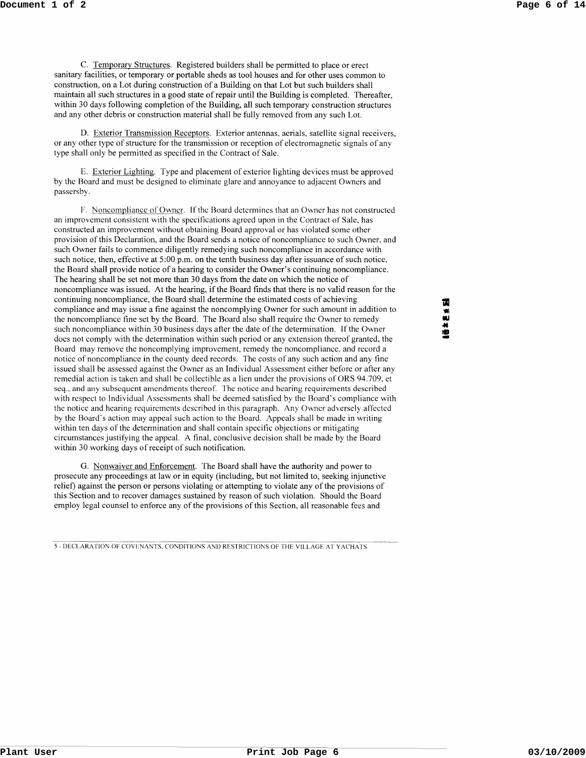C. Temporary Structures. Registered builders shall be permitted to place or erect sanitary facilities, or temporary or portable sheds as tool houses and for other uses common to construction, on a Lot during construction of a Building on that Lot but such builders shall maintain all such structures in a good state of repair until the Building is completed. Thereafter, within 30 days following completion of the Building, all such temporary construction structures and any other debris or construction material shall be fully removed from any such Lot.

D. Exterior Transmission Receptors. Exterior antennas, aerials, satellite signal receivers, or any other type of structure for the transmission or reception of electromagnetic signals of any type shall only be permitted as specified in the Contract of Sale.

E. Exterior Lighting. Type and placement of exterior lighting devices must be approved by the Board and must be designed to eliminate glare and annoyance to adjacent Owners and passersby.

F. Noncompliance of Owner. If the Board determines that an Owner has not constructed an improvement consistent with the specifications agreed upon in the Contract of Sale, has constructed an improvement without obtaining Board approval or has violated some other provision of this Declaration, and the Board sends a notice of noncompliance to such Owner, and such Owner fails to commence diligently remedying such noncompliance in accordance with such notice, then, effective at 5:00 p.m. on the tenth business day after issuance of such notice, the Board shall provide notice of a hearing to consider the Owner's continuing noncompliance. The hearing shall be set not more than 30 days from the date on which the notice of noncompliance was issued. At the hearing, if the Board finds that there is no valid reason for the continuing noncompliance, the Board shall determine the estimated costs of achieving compliance and may issue a fine against the noncomplying Owner for such amount in addition to the noncompliance fine set by the Board. The Board also shall require the Owner to remedy such noncompliance within 30 business days after the date of the determination. If the Owner does not comply with the determination within such period or any extension thereof granted, the Board may remove the noncomplying improvement, remedy the noncompliance, and record a notice of noncompliance in the county deed records. The costs of any such action and any fine issued shall be assessed against the Owner as an Individual Assessment either before or after any remedial action is taken and shall be collectible as a lien under the provisions of ORS 94.709, et seq., and any subsequent amendments thereof. The notice and hearing requirements described with respect to Individual Assessments shall be deemed satisfied by the Board's compliance with the notice and hearing requirements described in this paragraph. Any Owner adversely affected by the Board's action may appeal such action to the Board. Appeals shall be made in writing within ten days of the determination and shall contain specific objections or mitigating circumstances justifying the appeal. A final, conclusive decision shall be made by the Board within 30 working days of receipt of such notification.

G. Nonwaiver and Enforcement. The Board shall have the authority and power to prosecute any proceedings at law or in equity (including, but not limited to, seeking injunctive relief) against the person or persons violating or attempting to violate any of the provisions of this Section and to recover damages sustained by reason of such violation. Should the Board employ legal counsel to enforce any of the provisions of this Section, all reasonable fees and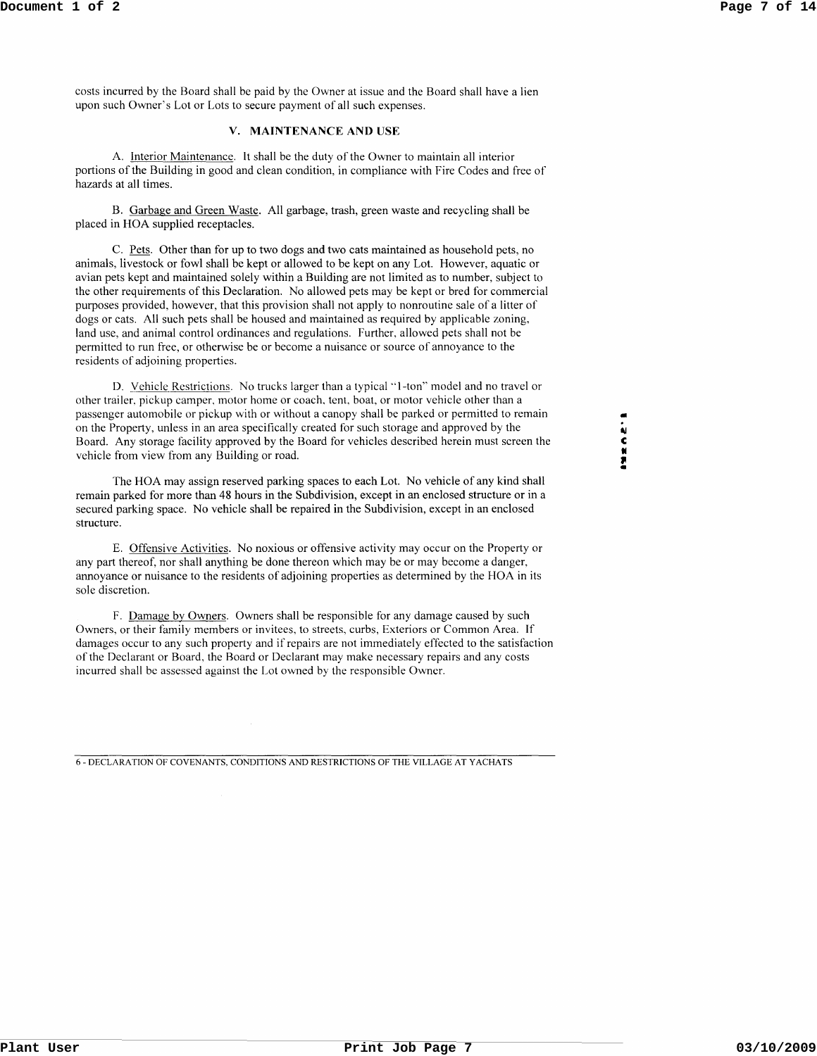costs incurred by the Board shall be paid by the Owner at issue and the Board shall have a lien upon such Owner's Lot or Lots to secure payment of all such expenses.

## V. MAINTENANCE AND USE

A. Interior Maintenance. It shall be the duty of the Owner to maintain all interior portions of the Building in good and clean condition, in compliance with Fire Codes and free of hazards at all times.

B. Garbage and Green Waste. All garbage, trash, green waste and recycling shall be placed in HOA supplied receptacles.

C. Pets. Other than for up to two dogs and two cats maintained as household pets, no animals, livestock or fowl shall be kept or allowed to be kept on any Lot. However, aquatic or avian pets kept and maintained solely within a Building are not limited as to number, subject to the other requirements of this Declaration. No allowed pets may be kept or bred for commercial purposes provided, however, that this provision shall not apply to nonroutine sale of a litter of dogs or cats. All such pets shall be housed and maintained as required by applicable zoning, land use, and animal control ordinances and regulations. Further, allowed pets shall not be permitted to run free, or otherwise be or become a nuisance or source of annoyance to the residents of adjoining properties.

D. Vehicle Restrictions. No trucks larger than a typical "1-ton" model and no travel or other trailer, pickup camper, motor home or coach, tent, boat, or motor vehicle other than a passenger automobile or pickup with or without a canopy shall be parked or permitted to remain on the Property, unless in an area specifically created for such storage and approved by the Board. Any storage facility approved by the Board for vehicles described herein must screen the vehicle from view from any Building or road.

The HOA may assign reserved parking spaces to each Lot. No vehicle of any kind shall remain parked for more than 48 hours in the Subdivision, except in an enclosed structure or in a secured parking space. No vehicle shall be repaired in the Subdivision, except in an enclosed structure.

E. Offensive Activities. No noxious or offensive activity may occur on the Property or any part thereof, nor shall anything be done thereon which may be or may become a danger, annoyance or nuisance to the residents of adjoining properties as determined by the HOA in its sole discretion.

F. Damage by Owners. Owners shall be responsible for any damage caused by such Owners, or their family members or invitees, to streets, curbs, Exteriors or Common Area. If damages occur to any such property and if repairs are not immediately effected to the satisfaction of the Declarant or Board, the Board or Declarant may make necessary repairs and any costs incurred shall be assessed against the Lot owned by the responsible Owner.

6 - DECLARATION OF COVENANTS, CONDITIONS AND RESTRICTIONS OF THE VILLAGE AT YACHATS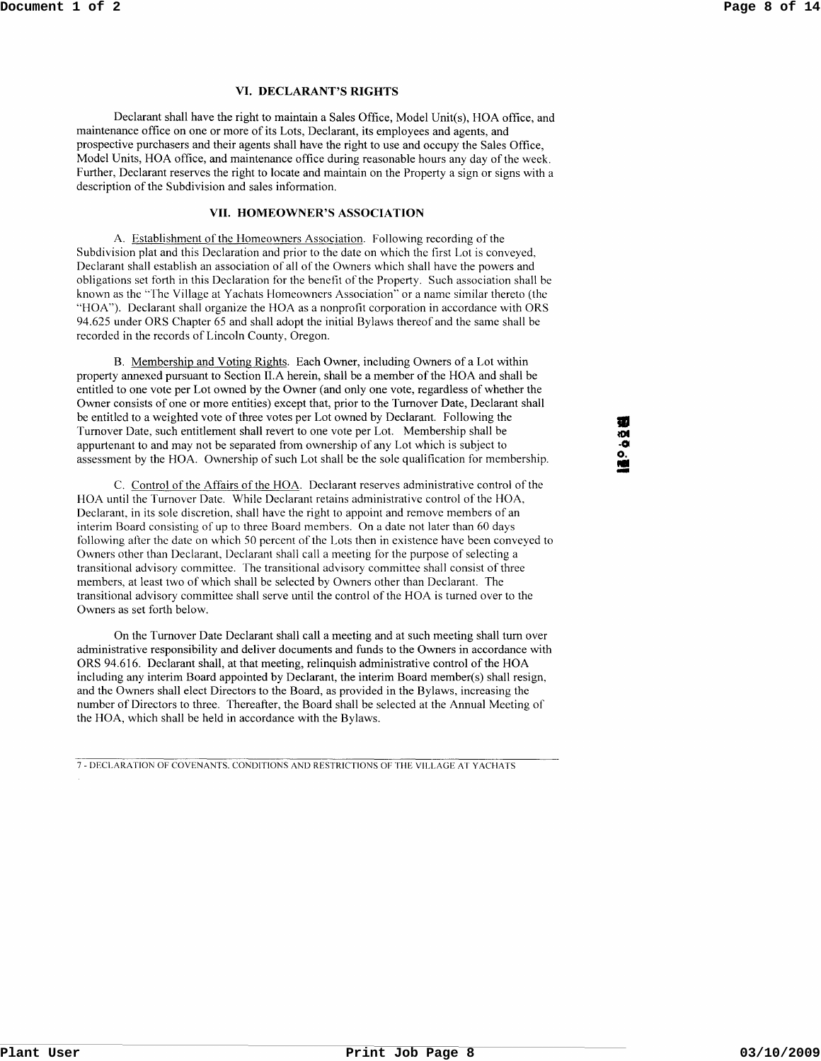## VI. DECLARANT'S RIGHTS

Declarant shall have the right to maintain a Sales Office, Model Unit(s), HOA office, and maintenance office on one or more of its Lots, Declarant, its employees and agents, and prospective purchasers and their agents shall have the right to use and occupy the Sales Office, Model Units, HOA office, and maintenance office during reasonable hours any day of the week. Further, Declarant reserves the right to locate and maintain on the Property a sign or signs with a description of the Subdivision and sales information.

## VII. HOMEOWNER'S ASSOCIATION

A. Establishment of the Homeowners Association. Following recording of the Subdivision plat and this Declaration and prior to the date on which the first Lot is conveyed, Declarant shall establish an association of all of the Owners which shall have the powers and obligations set forth in this Declaration for the benefit of the Property. Such association shall be known as the "The Village at Yachats Homeowners Association" or a name similar thereto (the "HOA"). Declarant shall organize the HOA as a nonprofit corporation in accordance with ORS 94.625 under ORS Chapter 65 and shall adopt the initial Bylaws thereof and the same shall be recorded in the records of Lincoln County, Oregon.

B. Membership and Voting Rights. Each Owner, including Owners of a Lot within property annexed pursuant to Section II.A herein, shall be a member of the HOA and shall be entitled to one vote per Lot owned by the Owner (and only one vote, regardless of whether the Owner consists of one or more entities) except that, prior to the Turnover Date, Declarant shall be entitled to a weighted vote of three votes per Lot owned by Declarant. Following the Turnover Date, such entitlement shall revert to one vote per Lot. Membership shall be appurtenant to and may not be separated from ownership of any Lot which is subject to assessment by the HOA. Ownership of such Lot shall be the sole qualification for membership.

C. Control of the Affairs of the HOA. Declarant reserves administrative control of the HOA until the Turnover Date. While Declarant retains administrative control of the HOA, Declarant, in its sole discretion, shall have the right to appoint and remove members of an interim Board consisting of up to three Board members. On a date not later than 60 days following after the date on which 50 percent of the Lots then in existence have been conveyed to Owners other than Declarant, Declarant shall call a meeting for the purpose of selecting a transitional advisory committee. The transitional advisory committee shall consist of three members, at least two of which shall be selected by Owners other than Declarant. The transitional advisory committee shall serve until the control of the HOA is turned over to the Owners as set forth below.

On the Turnover Date Declarant shall call a meeting and at such meeting shall turn over administrative responsibility and deliver documents and funds to the Owners in accordance with ORS 94.616. Declarant shall, at that meeting, relinquish administrative control of the HOA including any interim Board appointed by Declarant, the interim Board member(s) shall resign, and the Owners shall elect Directors to the Board, as provided in the Bylaws, increasing the number of Directors to three. Thereafter, the Board shall be selected at the Annual Meeting of the HOA, which shall be held in accordance with the Bylaws.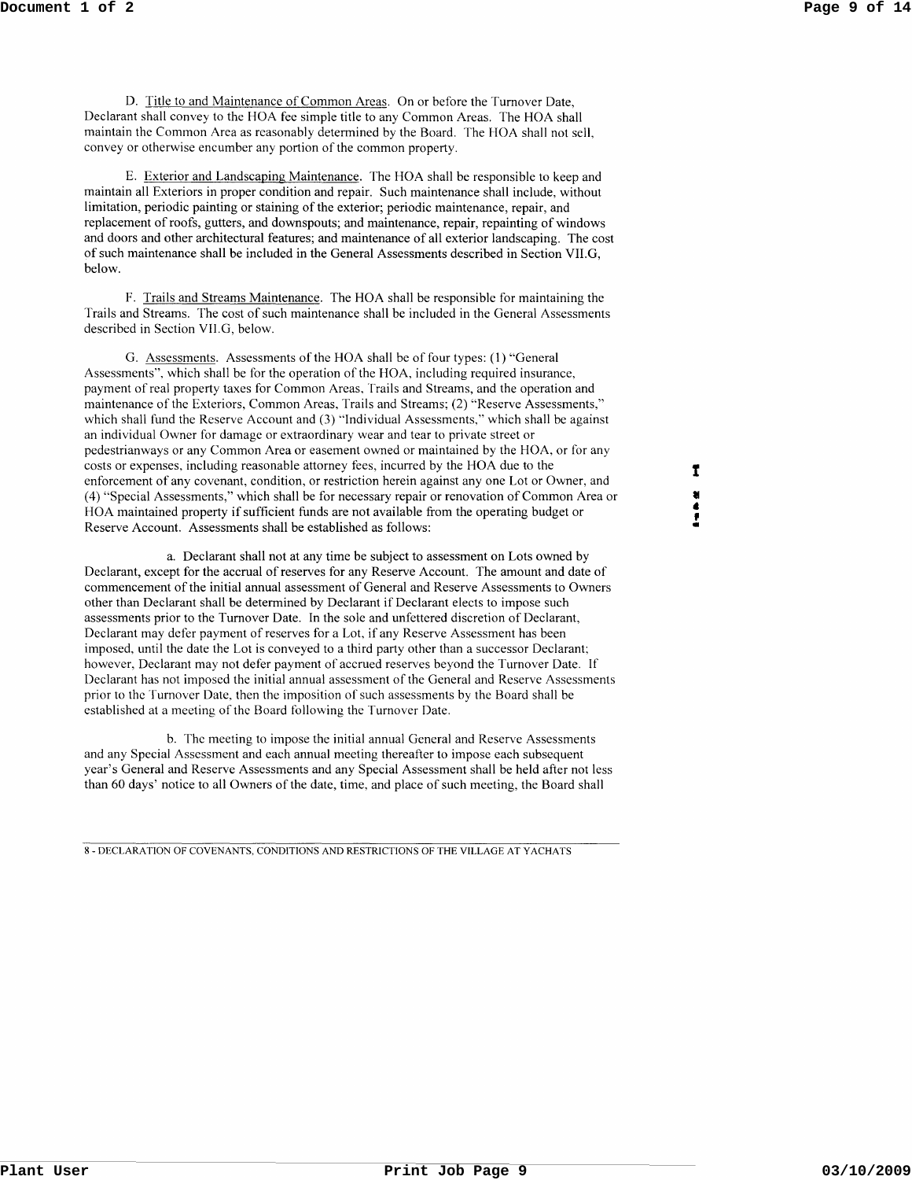D. Title to and Maintenance of Common Areas. On or before the Turnover Date, Declarant shall convey to the HOA fee simple title to any Common Areas. The HOA shall maintain the Common Area as reasonably determined by the Board. The HOA shall not sell, convey or otherwise encumber any portion of the common property.

E. Exterior and Landscaping Maintenance. The HOA shall be responsible to keep and maintain all Exteriors in proper condition and repair. Such maintenance shall include, without limitation, periodic painting or staining of the exterior; periodic maintenance, repair, and replacement of roofs, gutters, and downspouts; and maintenance, repair, repainting of windows and doors and other architectural features; and maintenance of all exterior landscaping. The cost of such maintenance shall be included in the General Assessments described in Section VII.G, below.

F. Trails and Streams Maintenance. The HOA shall be responsible for maintaining the Trails and Streams. The cost of such maintenance shall be included in the General Assessments described in Section VII.G, below.

G. Assessments. Assessments of the HOA shall be of four types: (1) "General Assessments", which shall be for the operation of the HOA, including required insurance, payment of real property taxes for Common Areas, Trails and Streams, and the operation and maintenance of the Exteriors, Common Areas, Trails and Streams; (2) "Reserve Assessments," which shall fund the Reserve Account and (3) "Individual Assessments," which shall be against an individual Owner for damage or extraordinary wear and tear to private street or pedestrianways or any Common Area or easement owned or maintained by the HOA, or for any costs or expenses, including reasonable attorney fees, incurred by the HOA due to the enforcement of any covenant, condition, or restriction herein against any one Lot or Owner, and (4) "Special Assessments," which shall be for necessary repair or renovation of Common Area or HOA maintained property if sufficient funds are not available from the operating budget or Reserve Account. Assessments shall be established as follows:

a. Declarant shall not at any time be subject to assessment on Lots owned by Declarant, except for the accrual of reserves for any Reserve Account. The amount and date of commencement of the initial annual assessment of General and Reserve Assessments to Owners other than Declarant shall be determined by Declarant if Declarant elects to impose such assessments prior to the Turnover Date. In the sole and unfettered discretion of Declarant, Declarant may defer payment of reserves for a Lot, if any Reserve Assessment has been imposed, until the date the Lot is conveyed to a third party other than a successor Declarant; however, Declarant may not defer payment of accrued reserves beyond the Turnover Date. If Declarant has not imposed the initial annual assessment of the General and Reserve Assessments prior to the Turnover Date, then the imposition of such assessments by the Board shall be established at a meeting of the Board following the Turnover Date.

b. The meeting to impose the initial annual General and Reserve Assessments and any Special Assessment and each annual meeting thereafter to impose each subsequent year's General and Reserve Assessments and any Special Assessment shall be held after not less than 60 days' notice to all Owners of the date, time, and place of such meeting, the Board shall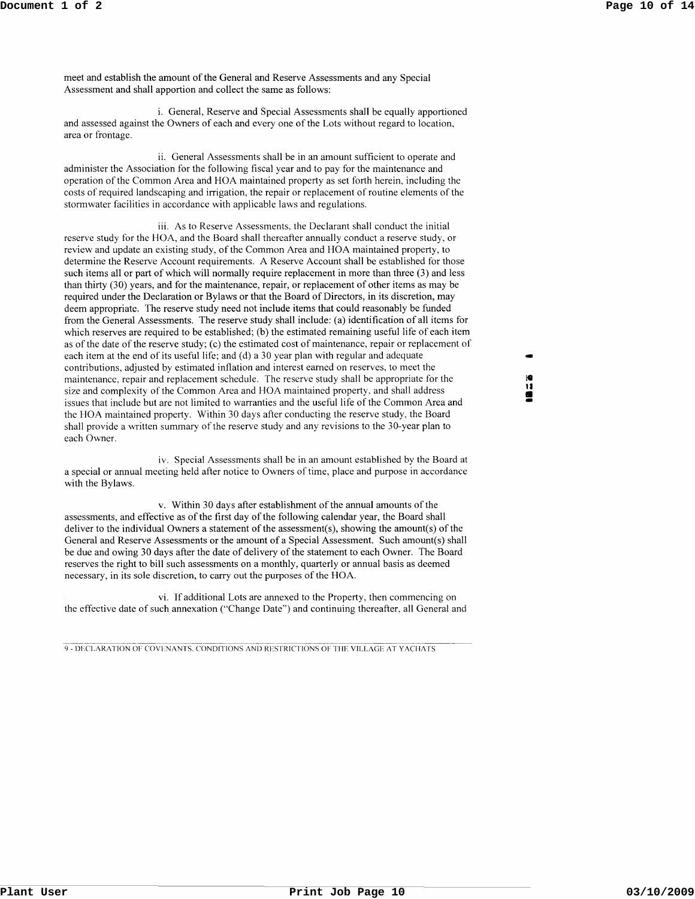meet and establish the amount of the General and Reserve Assessments and any Special Assessment and shall apportion and collect the same as follows:

i. General, Reserve and Special Assessments shall be equally apportioned and assessed against the Owners of each and every one of the Lots without regard to location, area or frontage.

ii. General Assessments shall be in an amount sufficient to operate and administer the Association for the following fiscal year and to pay for the maintenance and operation of the Common Area and HOA maintained property as set forth herein, including the costs of required landscaping and irrigation, the repair or replacement of routine elements of the stormwater facilities in accordance with applicable laws and regulations.

iii. As to Reserve Assessments, the Declarant shall conduct the initial reserve study for the HOA, and the Board shall thereafter annually conduct a reserve study, or review and update an existing study, of the Common Area and HOA maintained property, to determine the Reserve Account requirements. A Reserve Account shall be established for those such items all or part of which will normally require replacement in more than three (3) and less than thirty (30) years, and for the maintenance, repair, or replacement of other items as may be required under the Declaration or Bylaws or that the Board of Directors, in its discretion, may deem appropriate. The reserve study need not include items that could reasonably be funded from the General Assessments. The reserve study shall include: (a) identification of all items for which reserves are required to be established; (b) the estimated remaining useful life of each item as of the date of the reserve study; (c) the estimated cost of maintenance, repair or replacement of each item at the end of its useful life; and (d) a 30 year plan with regular and adequate contributions, adjusted by estimated inflation and interest earned on reserves, to meet the maintenance, repair and replacement schedule. The reserve study shall be appropriate for the size and complexity of the Common Area and HOA maintained property, and shall address issues that include but are not limited to warranties and the useful life of the Common Area and the HOA maintained property. Within 30 days after conducting the reserve study, the Board shall provide a written summary of the reserve study and any revisions to the 30-year plan to each Owner.

iv. Special Assessments shall be in an amount established by the Board at a special or annual meeting held after notice to Owners of time, place and purpose in accordance with the Bylaws.

v. Within 30 days after establishment of the annual amounts of the assessments, and effective as of the first day of the following calendar year, the Board shall deliver to the individual Owners a statement of the assessment(s), showing the amount(s) of the General and Reserve Assessments or the amount of a Special Assessment. Such amount(s) shall be due and owing 30 days after the date of delivery of the statement to each Owner. The Board reserves the right to bill such assessments on a monthly, quarterly or annual basis as deemed necessary, in its sole discretion, to carry out the purposes of the HOA.

vi. If additional Lots are annexed to the Property, then commencing on the effective date of such annexation ("Change Date") and continuing thereafter, all General and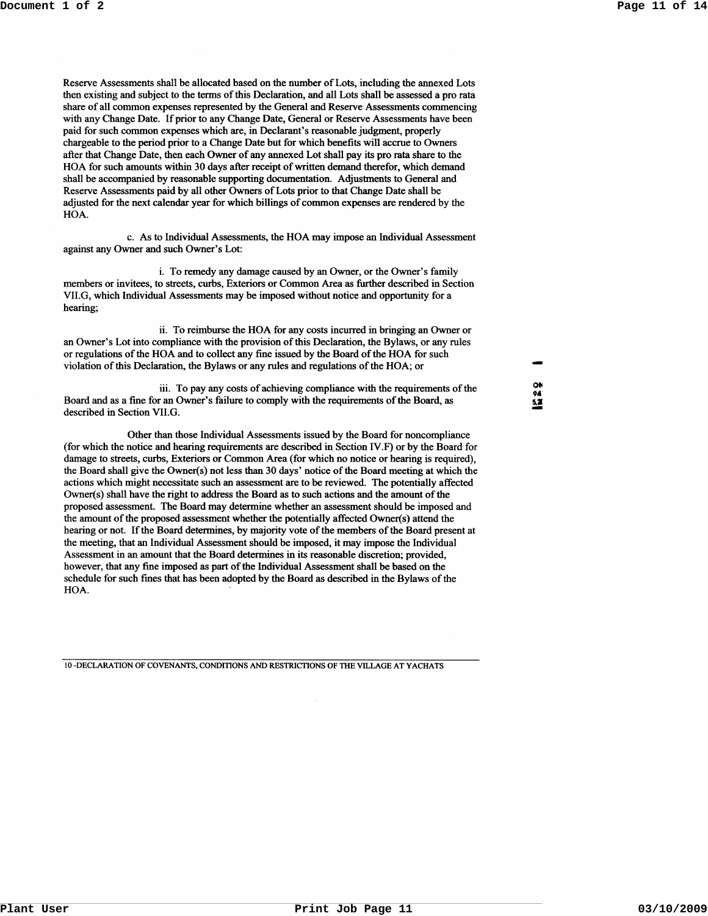Reserve Assessments shall be allocated based on the number of Lots, including the annexed Lots then existing and subject to the terms of this Declaration, and all Lots shall be assessed a pro rata share of all common expenses represented by the General and Reserve Assessments commencing with any Change Date. If prior to any Change Date, General or Reserve Assessments have been paid for such common expenses which are, in Declarant's reasonable judgment, properly chargeable to the period prior to a Change Date but for which benefits will accrue to Owners after that Change Date, then each Owner of any annexed Lot shall pay its pro rata share to the HOA for such amounts within 30 days after receipt of written demand therefor, which demand shall be accompanied by reasonable supporting documentation. Adjustments to General and Reserve Assessments paid by all other Owners of Lots prior to that Change Date shall be adjusted for the next calendar year for which billings of common expenses are rendered by the HOA.

c. As to Individual Assessments, the HOA may impose an Individual Assessment against any Owner and such Owner's Lot:

i. To remedy any damage caused by an Owner, or the Owner's family members or invitees, to streets, curbs, Exteriors or Common Area as further described in Section VII.G, which Individual Assessments may be imposed without notice and opportunity for a hearing;

ii. To reimburse the HOA for any costs incurred in bringing an Owner or an Owner's Lot into compliance with the provision of this Declaration, the Bylaws, or any rules or regulations of the HOA and to collect any fine issued by the Board of the HOA for such violation of this Declaration, the Bylaws or any rules and regulations of the HOA; or

iii. To pay any costs of achieving compliance with the requirements of the Board and as a fine for an Owner's failure to comply with the requirements of the Board, as described in Section VII.G.

Other than those Individual Assessments issued by the Board for noncompliance (for which the notice and hearing requirements are described in Section IV.F) or by the Board for damage to streets, curbs, Exteriors or Common Area (for which no notice or hearing is required), the Board shall give the Owner(s) not less than 30 days' notice of the Board meeting at which the actions which might necessitate such an assessment are to be reviewed. The potentially affected Owner(s) shall have the right to address the Board as to such actions and the amount of the proposed assessment. The Board may determine whether an assessment should be imposed and the amount of the proposed assessment whether the potentially affected Owner(s) attend the hearing or not. If the Board determines, by majority vote of the members of the Board present at the meeting, that an Individual Assessment should be imposed, it may impose the Individual Assessment in an amount that the Board determines in its reasonable discretion; provided, however, that any fine imposed as part of the Individual Assessment shall be based on the schedule for such fines that has been adopted by the Board as described in the Bylaws of the HOA.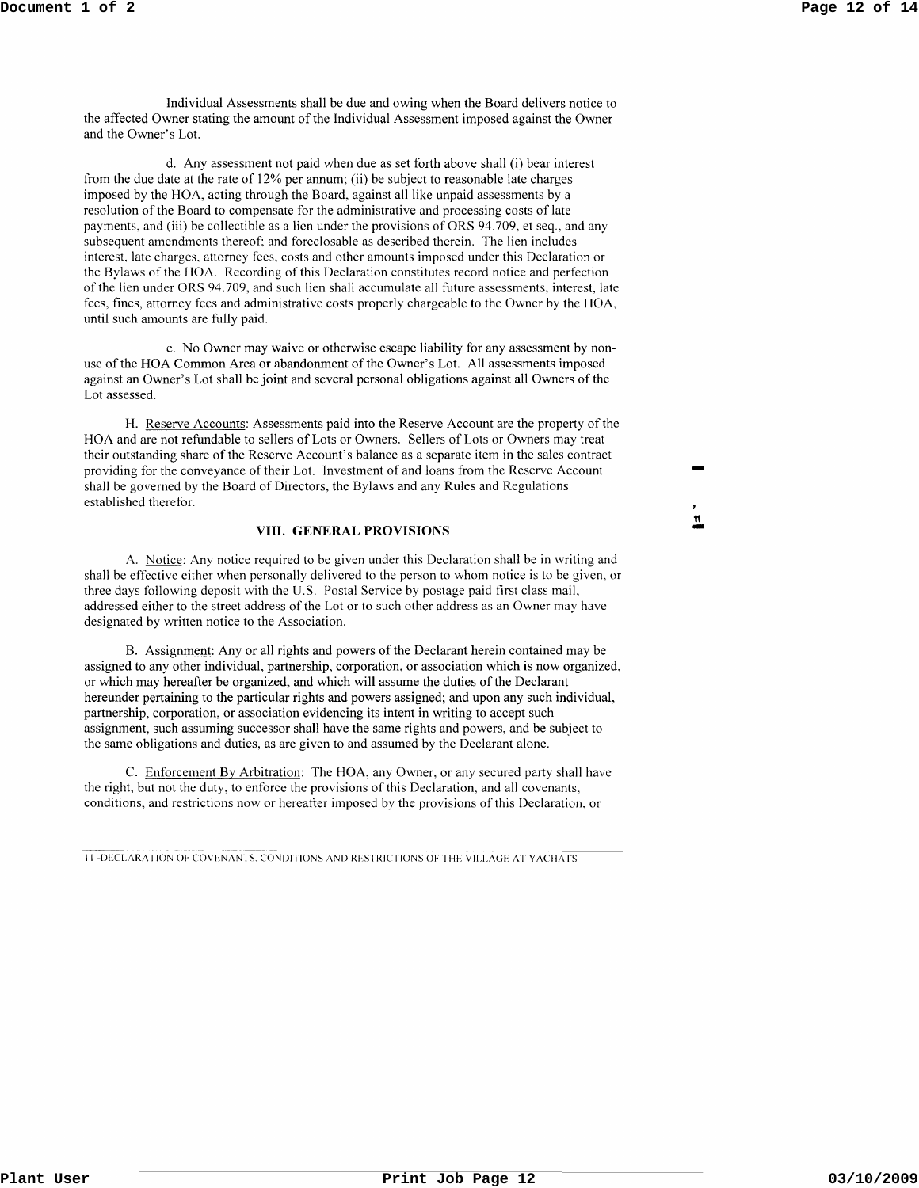Individual Assessments shall be due and owing when the Board delivers notice to the affected Owner stating the amount of the Individual Assessment imposed against the Owner and the Owner's Lot.

d. Any assessment not paid when due as set forth above shall (i) bear interest from the due date at the rate of 12% per annum; (ii) be subject to reasonable late charges imposed by the HOA, acting through the Board, against all like unpaid assessments by a resolution of the Board to compensate for the administrative and processing costs of late payments, and (iii) be collectible as a lien under the provisions of ORS 94.709, et seq., and any subsequent amendments thereof; and foreclosable as described therein. The lien includes interest, late charges, attorney fees, costs and other amounts imposed under this Declaration or the Bylaws of the HOA. Recording of this Declaration constitutes record notice and perfection of the lien under ORS 94.709, and such lien shall accumulate all future assessments, interest, late fees, fines, attorney fees and administrative costs properly chargeable to the Owner by the HOA, until such amounts are fully paid.

e. No Owner may waive or otherwise escape liability for any assessment by non-use of the HOA Common Area or abandonment of the Owner's Lot. All assessments imposed against an Owner's Lot shall be joint and several personal obligations against all Owners of the Lot assessed.

H. Reserve Accounts: Assessments paid into the Reserve Account are the property of the HOA and are not refundable to sellers of Lots or Owners. Sellers of Lots or Owners may treat their outstanding share of the Reserve Account's balance as a separate item in the sales contract providing for the conveyance of their Lot. Investment of and loans from the Reserve Account shall be governed by the Board of Directors, the Bylaws and any Rules and Regulations established therefor.

## VIII. GENERAL PROVISIONS

A. Notice: Any notice required to be given under this Declaration shall be in writing and shall be effective either when personally delivered to the person to whom notice is to be given, or three days following deposit with the U.S. Postal Service by postage paid first class mail, addressed either to the street address of the Lot or to such other address as an Owner may have designated by written notice to the Association.

B. Assignment: Any or all rights and powers of the Declarant herein contained may be assigned to any other individual, partnership, corporation, or association which is now organized, or which may hereafter be organized, and which will assume the duties of the Declarant hereunder pertaining to the particular rights and powers assigned; and upon any such individual, partnership, corporation, or association evidencing its intent in writing to accept such assignment, such assuming successor shall have the same rights and powers, and be subject to the same obligations and duties, as are given to and assumed by the Declarant alone.

C. Enforcement By Arbitration: The HOA, any Owner, or any secured party shall have the right, but not the duty, to enforce the provisions of this Declaration, and all covenants, conditions, and restrictions now or hereafter imposed by the provisions of this Declaration, or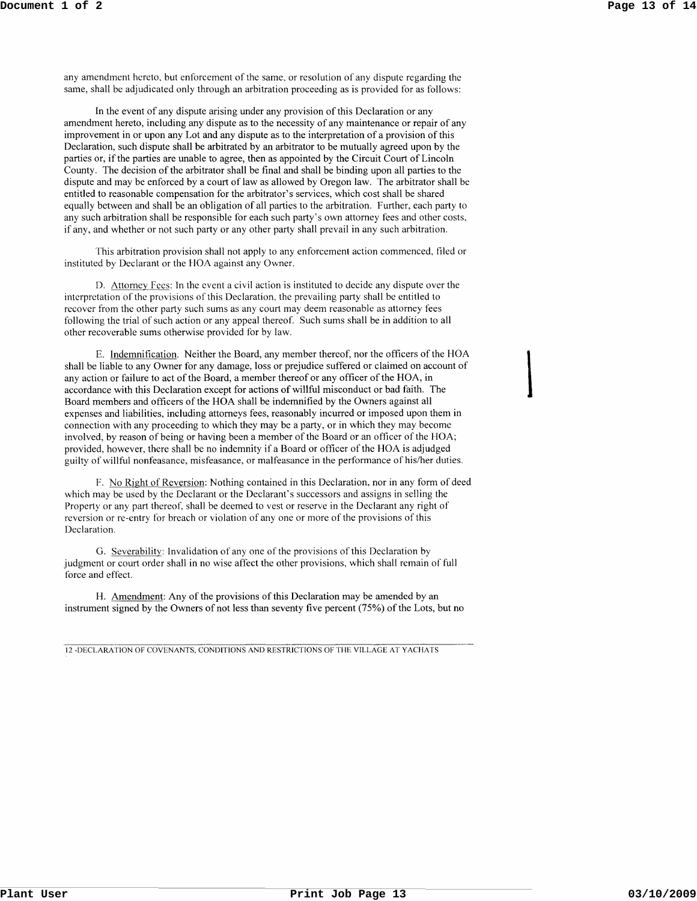any amendment hereto, but enforcement of the same, or resolution of any dispute regarding the same, shall be adjudicated only through an arbitration proceeding as is provided for as follows:

In the event of any dispute arising under any provision of this Declaration or any amendment hereto, including any dispute as to the necessity of any maintenance or repair of any improvement in or upon any Lot and any dispute as to the interpretation of a provision of this Declaration, such dispute shall be arbitrated by an arbitrator to be mutually agreed upon by the parties or, if the parties are unable to agree, then as appointed by the Circuit Court of Lincoln County. The decision of the arbitrator shall be final and shall be binding upon all parties to the dispute and may be enforced by a court of law as allowed by Oregon law. The arbitrator shall be entitled to reasonable compensation for the arbitrator's services, which cost shall be shared equally between and shall be an obligation of all parties to the arbitration. Further, each party to any such arbitration shall be responsible for each such party's own attorney fees and other costs, if any, and whether or not such party or any other party shall prevail in any such arbitration.

This arbitration provision shall not apply to any enforcement action commenced, filed or instituted by Declarant or the HOA against any Owner.

D. Attorney Fees: In the event a civil action is instituted to decide any dispute over the interpretation of the provisions of this Declaration, the prevailing party shall be entitled to recover from the other party such sums as any court may deem reasonable as attorney fees following the trial of such action or any appeal thereof. Such sums shall be in addition to all other recoverable sums otherwise provided for by law.

E. Indemnification. Neither the Board, any member thereof, nor the officers of the HOA shall be liable to any Owner for any damage, loss or prejudice suffered or claimed on account of any action or failure to act of the Board, a member thereof or any officer of the HOA, in accordance with this Declaration except for actions of willful misconduct or bad faith. The Board members and officers of the HOA shall be indemnified by the Owners against all expenses and liabilities, including attorneys fees, reasonably incurred or imposed upon them in connection with any proceeding to which they may be a party, or in which they may become involved, by reason of being or having been a member of the Board or an officer of the HOA; provided, however, there shall be no indemnity if a Board or officer of the HOA is adjudged guilty of willful nonfeasance, misfeasance, or malfeasance in the performance of his/her duties.

F. No Right of Reversion: Nothing contained in this Declaration, nor in any form of deed which may be used by the Declarant or the Declarant's successors and assigns in selling the Property or any part thereof, shall be deemed to vest or reserve in the Declarant any right of reversion or re-entry for breach or violation of any one or more of the provisions of this Declaration.

G. Severability: Invalidation of any one of the provisions of this Declaration by judgment or court order shall in no wise affect the other provisions, which shall remain of full force and effect.

H. Amendment: Any of the provisions of this Declaration may be amended by an instrument signed by the Owners of not less than seventy five percent (75%) of the Lots, but no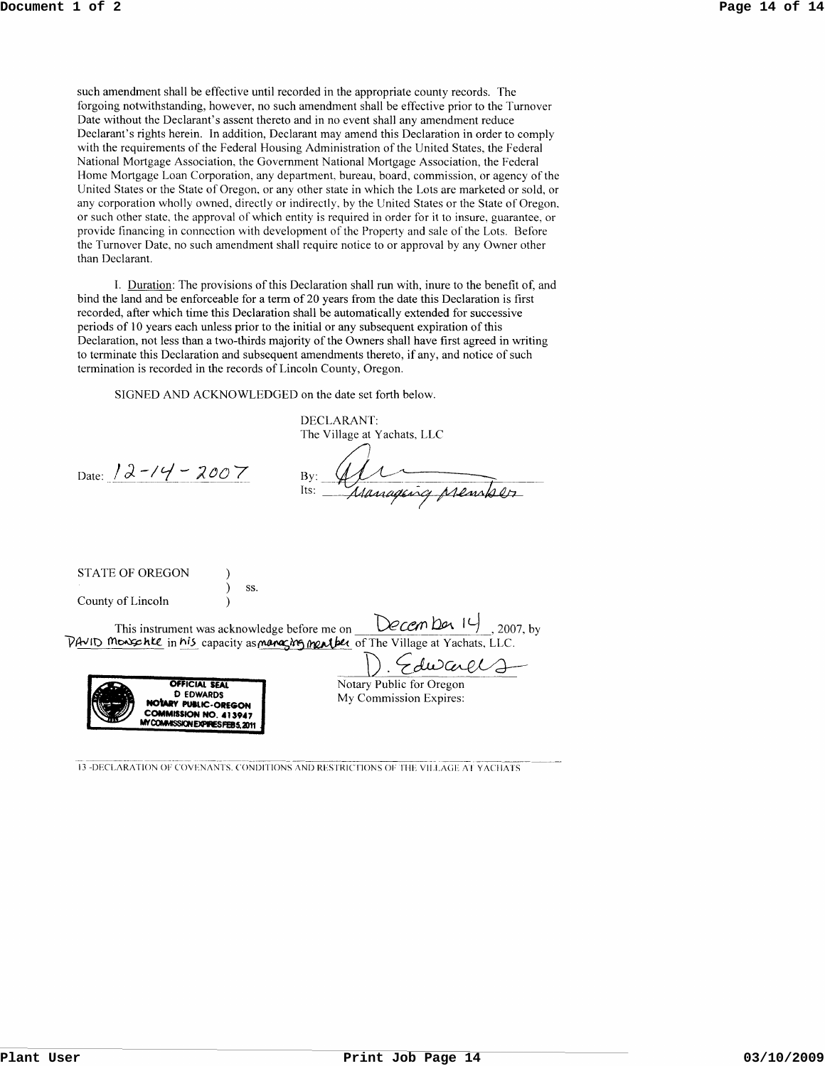such amendment shall be effective until recorded in the appropriate county records. The forgoing notwithstanding, however, no such amendment shall be effective prior to the Turnover Date without the Declarant's assent thereto and in no event shall any amendment reduce Declarant's rights herein. In addition, Declarant may amend this Declaration in order to comply with the requirements of the Federal Housing Administration of the United States, the Federal National Mortgage Association, the Government National Mortgage Association, the Federal Home Mortgage Loan Corporation, any department, bureau, board, commission, or agency of the United States or the State of Oregon, or any other state in which the Lots are marketed or sold, or any corporation wholly owned, directly or indirectly, by the United States or the State of Oregon, or such other state, the approval of which entity is required in order for it to insure, guarantee, or provide financing in connection with development of the Property and sale of the Lots. Before the Turnover Date, no such amendment shall require notice to or approval by any Owner other than Declarant.

I. Duration: The provisions of this Declaration shall run with, inure to the benefit of, and bind the land and be enforceable for a term of 20 years from the date this Declaration is first recorded, after which time this Declaration shall be automatically extended for successive periods of 10 years each unless prior to the initial or any subsequent expiration of this Declaration, not less than a two-thirds majority of the Owners shall have first agreed in writing to terminate this Declaration and subsequent amendments thereto, if any, and notice of such termination is recorded in the records of Lincoln County, Oregon.

SIGNED AND ACKNOWLEDGED on the date set forth below.

DECLARANT:
The Village at Yachats, LLC

Date: 12-14-2007

By: [signature]
Its: Managing Member

STATE OF OREGON )
) ss.
County of Lincoln )

This instrument was acknowledge before me on December 14, 2007, by DAVID Monschke in his capacity as managing member of The Village at Yachats, LLC.

D. Edwards
Notary Public for Oregon
My Commission Expires:

OFFICIAL SEAL
D EDWARDS
NOTARY PUBLIC-OREGON
COMMISSION NO. 413947
MY COMMISSION EXPIRES FEB 5, 2011

13 -DECLARATION OF COVENANTS, CONDITIONS AND RESTRICTIONS OF THE VILLAGE AT YACHATS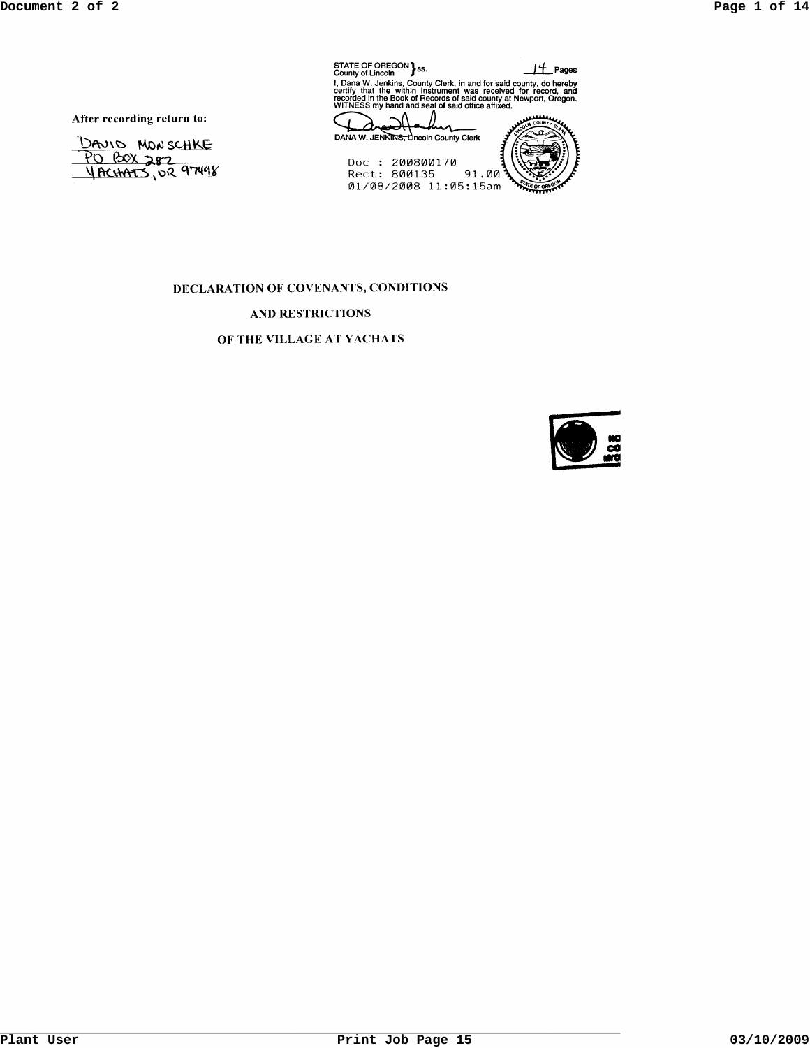After recording return to:

DAVID MONSCHKE
PO BOX 282
YACHATS, OR 97498

STATE OF OREGON } ss.
County of Lincoln

14 Pages

I, Dana W. Jenkins, County Clerk, in and for said county, do hereby certify that the within instrument was received for record, and recorded in the Book of Records of said county at Newport, Oregon. WITNESS my hand and seal of said office affixed.

DANA W. JENKINS, Lincoln County Clerk

Doc : 200800170
Rect: 800135 91.00
01/08/2008 11:05:15am

# DECLARATION OF COVENANTS, CONDITIONS AND RESTRICTIONS OF THE VILLAGE AT YACHATS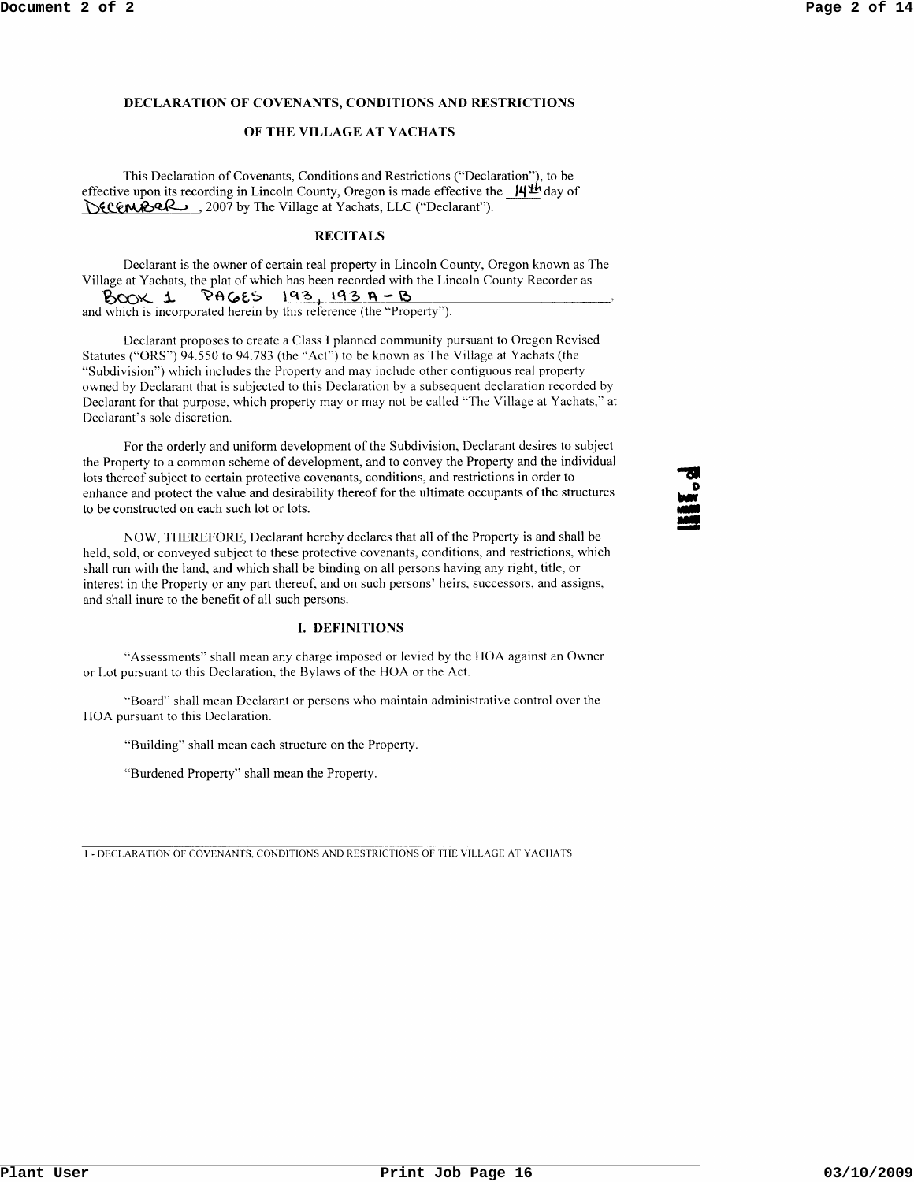# DECLARATION OF COVENANTS, CONDITIONS AND RESTRICTIONS

## OF THE VILLAGE AT YACHATS

This Declaration of Covenants, Conditions and Restrictions ("Declaration"), to be effective upon its recording in Lincoln County, Oregon is made effective the 14th day of December, 2007 by The Village at Yachats, LLC ("Declarant").

### RECITALS

Declarant is the owner of certain real property in Lincoln County, Oregon known as The Village at Yachats, the plat of which has been recorded with the Lincoln County Recorder as BOOK 1 PAGES 193, 193 A - B, and which is incorporated herein by this reference (the "Property").

Declarant proposes to create a Class I planned community pursuant to Oregon Revised Statutes ("ORS") 94.550 to 94.783 (the "Act") to be known as The Village at Yachats (the "Subdivision") which includes the Property and may include other contiguous real property owned by Declarant that is subjected to this Declaration by a subsequent declaration recorded by Declarant for that purpose, which property may or may not be called "The Village at Yachats," at Declarant's sole discretion.

For the orderly and uniform development of the Subdivision, Declarant desires to subject the Property to a common scheme of development, and to convey the Property and the individual lots thereof subject to certain protective covenants, conditions, and restrictions in order to enhance and protect the value and desirability thereof for the ultimate occupants of the structures to be constructed on each such lot or lots.

NOW, THEREFORE, Declarant hereby declares that all of the Property is and shall be held, sold, or conveyed subject to these protective covenants, conditions, and restrictions, which shall run with the land, and which shall be binding on all persons having any right, title, or interest in the Property or any part thereof, and on such persons' heirs, successors, and assigns, and shall inure to the benefit of all such persons.

### I. DEFINITIONS

"Assessments" shall mean any charge imposed or levied by the HOA against an Owner or Lot pursuant to this Declaration, the Bylaws of the HOA or the Act.

"Board" shall mean Declarant or persons who maintain administrative control over the HOA pursuant to this Declaration.

"Building" shall mean each structure on the Property.

"Burdened Property" shall mean the Property.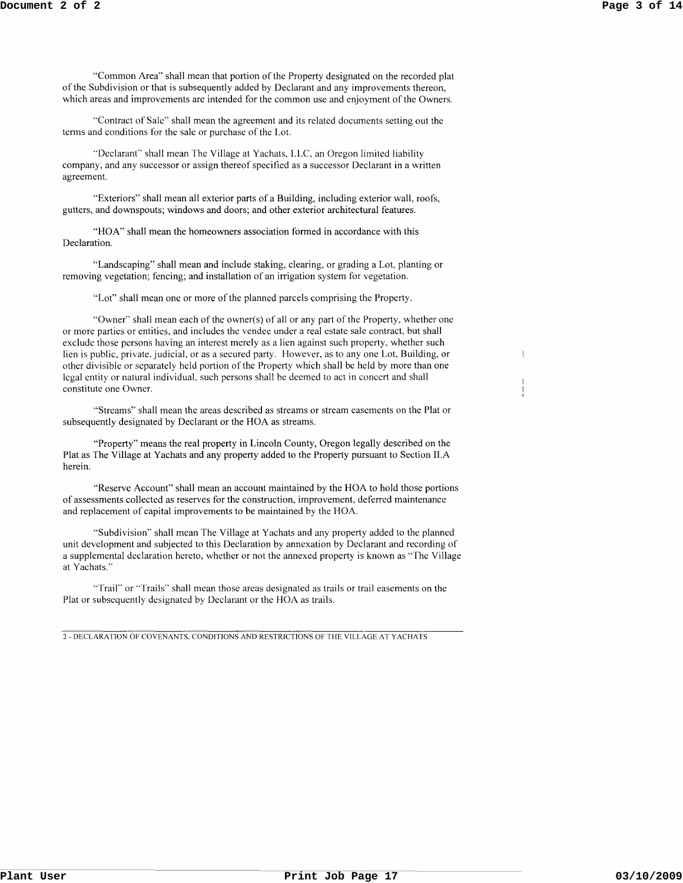"Common Area" shall mean that portion of the Property designated on the recorded plat of the Subdivision or that is subsequently added by Declarant and any improvements thereon, which areas and improvements are intended for the common use and enjoyment of the Owners.

"Contract of Sale" shall mean the agreement and its related documents setting out the terms and conditions for the sale or purchase of the Lot.

"Declarant" shall mean The Village at Yachats, LLC, an Oregon limited liability company, and any successor or assign thereof specified as a successor Declarant in a written agreement.

"Exteriors" shall mean all exterior parts of a Building, including exterior wall, roofs, gutters, and downspouts; windows and doors; and other exterior architectural features.

"HOA" shall mean the homeowners association formed in accordance with this Declaration.

"Landscaping" shall mean and include staking, clearing, or grading a Lot, planting or removing vegetation; fencing; and installation of an irrigation system for vegetation.

"Lot" shall mean one or more of the planned parcels comprising the Property.

"Owner" shall mean each of the owner(s) of all or any part of the Property, whether one or more parties or entities, and includes the vendee under a real estate sale contract, but shall exclude those persons having an interest merely as a lien against such property, whether such lien is public, private, judicial, or as a secured party. However, as to any one Lot, Building, or other divisible or separately held portion of the Property which shall be held by more than one legal entity or natural individual, such persons shall be deemed to act in concert and shall constitute one Owner.

"Streams" shall mean the areas described as streams or stream easements on the Plat or subsequently designated by Declarant or the HOA as streams.

"Property" means the real property in Lincoln County, Oregon legally described on the Plat as The Village at Yachats and any property added to the Property pursuant to Section II.A herein.

"Reserve Account" shall mean an account maintained by the HOA to hold those portions of assessments collected as reserves for the construction, improvement, deferred maintenance and replacement of capital improvements to be maintained by the HOA.

"Subdivision" shall mean The Village at Yachats and any property added to the planned unit development and subjected to this Declaration by annexation by Declarant and recording of a supplemental declaration hereto, whether or not the annexed property is known as "The Village at Yachats."

"Trail" or "Trails" shall mean those areas designated as trails or trail easements on the Plat or subsequently designated by Declarant or the HOA as trails.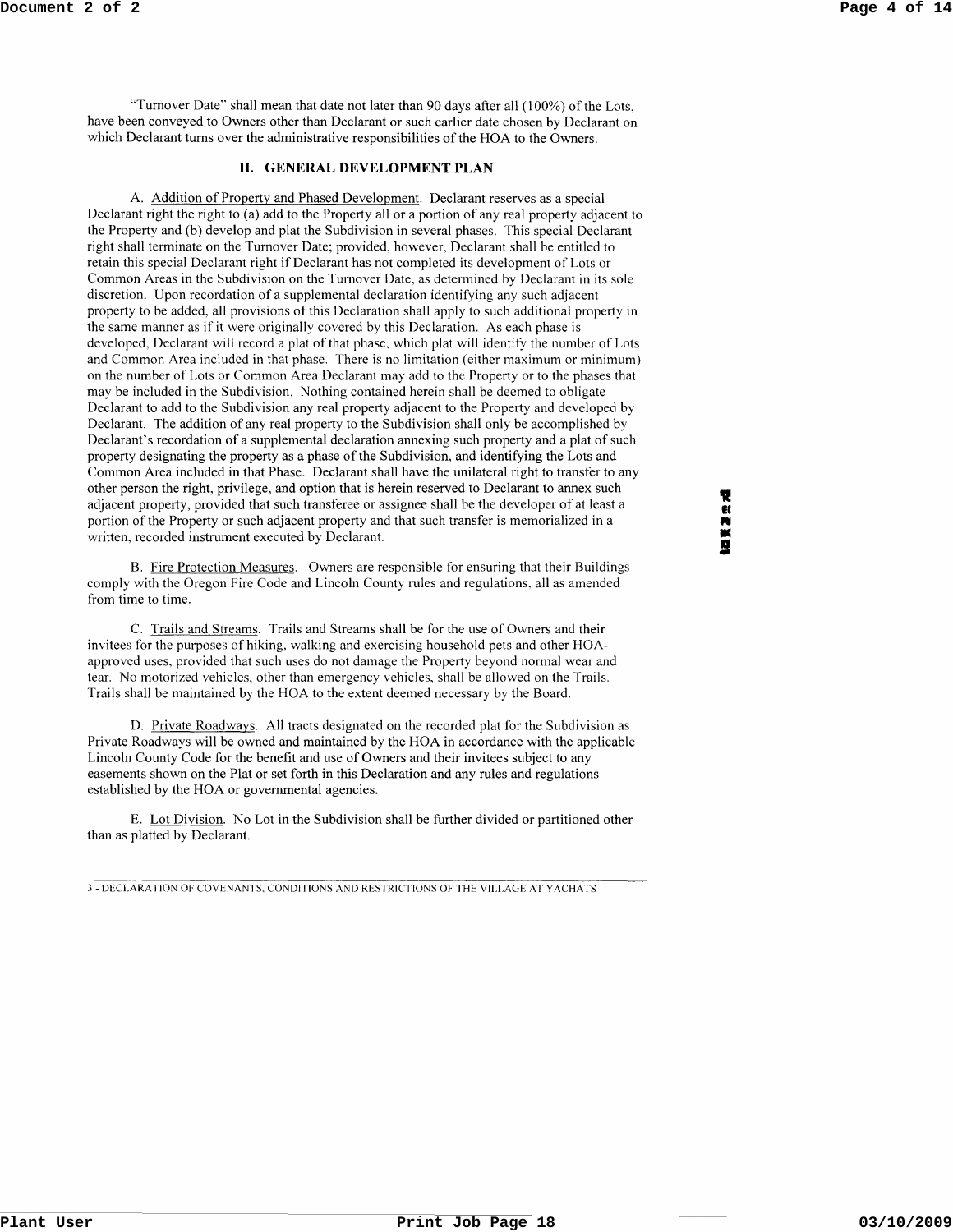"Turnover Date" shall mean that date not later than 90 days after all (100%) of the Lots, have been conveyed to Owners other than Declarant or such earlier date chosen by Declarant on which Declarant turns over the administrative responsibilities of the HOA to the Owners.

## II. GENERAL DEVELOPMENT PLAN

A. Addition of Property and Phased Development. Declarant reserves as a special Declarant right the right to (a) add to the Property all or a portion of any real property adjacent to the Property and (b) develop and plat the Subdivision in several phases. This special Declarant right shall terminate on the Turnover Date; provided, however, Declarant shall be entitled to retain this special Declarant right if Declarant has not completed its development of Lots or Common Areas in the Subdivision on the Turnover Date, as determined by Declarant in its sole discretion. Upon recordation of a supplemental declaration identifying any such adjacent property to be added, all provisions of this Declaration shall apply to such additional property in the same manner as if it were originally covered by this Declaration. As each phase is developed, Declarant will record a plat of that phase, which plat will identify the number of Lots and Common Area included in that phase. There is no limitation (either maximum or minimum) on the number of Lots or Common Area Declarant may add to the Property or to the phases that may be included in the Subdivision. Nothing contained herein shall be deemed to obligate Declarant to add to the Subdivision any real property adjacent to the Property and developed by Declarant. The addition of any real property to the Subdivision shall only be accomplished by Declarant's recordation of a supplemental declaration annexing such property and a plat of such property designating the property as a phase of the Subdivision, and identifying the Lots and Common Area included in that Phase. Declarant shall have the unilateral right to transfer to any other person the right, privilege, and option that is herein reserved to Declarant to annex such adjacent property, provided that such transferee or assignee shall be the developer of at least a portion of the Property or such adjacent property and that such transfer is memorialized in a written, recorded instrument executed by Declarant.

B. Fire Protection Measures. Owners are responsible for ensuring that their Buildings comply with the Oregon Fire Code and Lincoln County rules and regulations, all as amended from time to time.

C. Trails and Streams. Trails and Streams shall be for the use of Owners and their invitees for the purposes of hiking, walking and exercising household pets and other HOA-approved uses, provided that such uses do not damage the Property beyond normal wear and tear. No motorized vehicles, other than emergency vehicles, shall be allowed on the Trails. Trails shall be maintained by the HOA to the extent deemed necessary by the Board.

D. Private Roadways. All tracts designated on the recorded plat for the Subdivision as Private Roadways will be owned and maintained by the HOA in accordance with the applicable Lincoln County Code for the benefit and use of Owners and their invitees subject to any easements shown on the Plat or set forth in this Declaration and any rules and regulations established by the HOA or governmental agencies.

E. Lot Division. No Lot in the Subdivision shall be further divided or partitioned other than as platted by Declarant.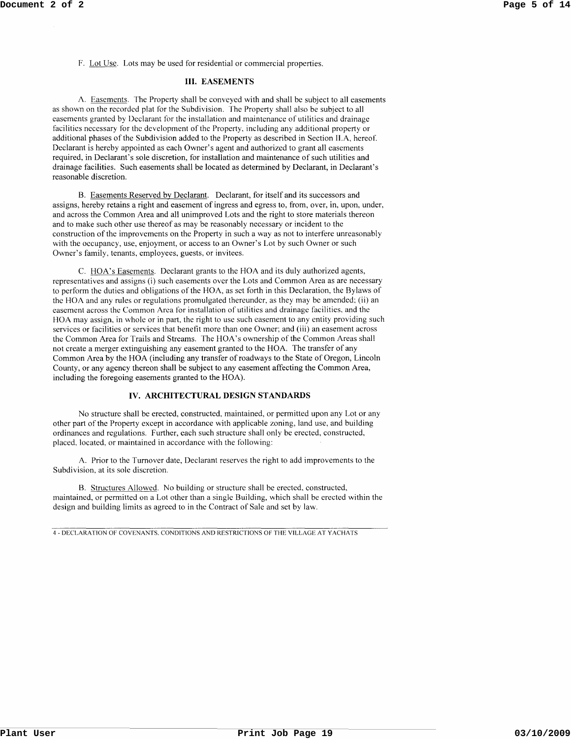F. Lot Use. Lots may be used for residential or commercial properties.

## III. EASEMENTS

A. Easements. The Property shall be conveyed with and shall be subject to all easements as shown on the recorded plat for the Subdivision. The Property shall also be subject to all easements granted by Declarant for the installation and maintenance of utilities and drainage facilities necessary for the development of the Property, including any additional property or additional phases of the Subdivision added to the Property as described in Section II.A, hereof. Declarant is hereby appointed as each Owner's agent and authorized to grant all easements required, in Declarant's sole discretion, for installation and maintenance of such utilities and drainage facilities. Such easements shall be located as determined by Declarant, in Declarant's reasonable discretion.

B. Easements Reserved by Declarant. Declarant, for itself and its successors and assigns, hereby retains a right and easement of ingress and egress to, from, over, in, upon, under, and across the Common Area and all unimproved Lots and the right to store materials thereon and to make such other use thereof as may be reasonably necessary or incident to the construction of the improvements on the Property in such a way as not to interfere unreasonably with the occupancy, use, enjoyment, or access to an Owner's Lot by such Owner or such Owner's family, tenants, employees, guests, or invitees.

C. HOA's Easements. Declarant grants to the HOA and its duly authorized agents, representatives and assigns (i) such easements over the Lots and Common Area as are necessary to perform the duties and obligations of the HOA, as set forth in this Declaration, the Bylaws of the HOA and any rules or regulations promulgated thereunder, as they may be amended; (ii) an easement across the Common Area for installation of utilities and drainage facilities, and the HOA may assign, in whole or in part, the right to use such easement to any entity providing such services or facilities or services that benefit more than one Owner; and (iii) an easement across the Common Area for Trails and Streams. The HOA's ownership of the Common Areas shall not create a merger extinguishing any easement granted to the HOA. The transfer of any Common Area by the HOA (including any transfer of roadways to the State of Oregon, Lincoln County, or any agency thereon shall be subject to any easement affecting the Common Area, including the foregoing easements granted to the HOA).

## IV. ARCHITECTURAL DESIGN STANDARDS

No structure shall be erected, constructed, maintained, or permitted upon any Lot or any other part of the Property except in accordance with applicable zoning, land use, and building ordinances and regulations. Further, each such structure shall only be erected, constructed, placed, located, or maintained in accordance with the following:

A. Prior to the Turnover date, Declarant reserves the right to add improvements to the Subdivision, at its sole discretion.

B. Structures Allowed. No building or structure shall be erected, constructed, maintained, or permitted on a Lot other than a single Building, which shall be erected within the design and building limits as agreed to in the Contract of Sale and set by law.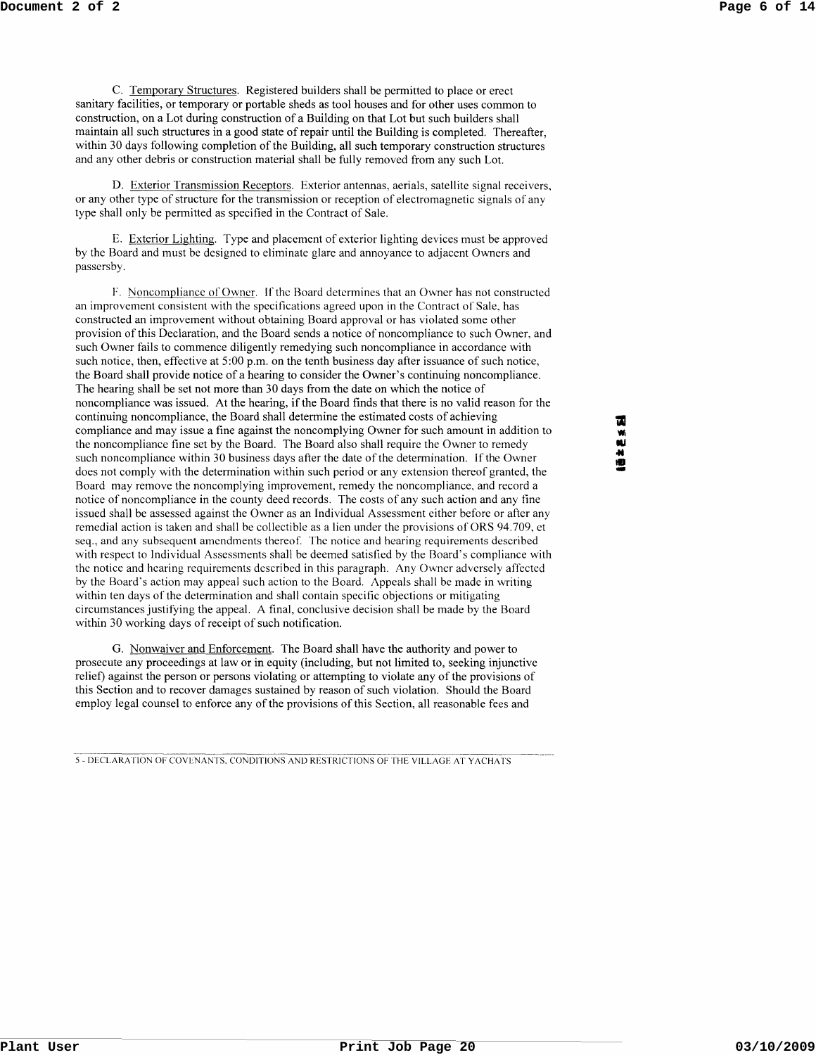C. <u>Temporary Structures</u>. Registered builders shall be permitted to place or erect sanitary facilities, or temporary or portable sheds as tool houses and for other uses common to construction, on a Lot during construction of a Building on that Lot but such builders shall maintain all such structures in a good state of repair until the Building is completed. Thereafter, within 30 days following completion of the Building, all such temporary construction structures and any other debris or construction material shall be fully removed from any such Lot.

D. <u>Exterior Transmission Receptors</u>. Exterior antennas, aerials, satellite signal receivers, or any other type of structure for the transmission or reception of electromagnetic signals of any type shall only be permitted as specified in the Contract of Sale.

E. <u>Exterior Lighting</u>. Type and placement of exterior lighting devices must be approved by the Board and must be designed to eliminate glare and annoyance to adjacent Owners and passersby.

F. <u>Noncompliance of Owner</u>. If the Board determines that an Owner has not constructed an improvement consistent with the specifications agreed upon in the Contract of Sale, has constructed an improvement without obtaining Board approval or has violated some other provision of this Declaration, and the Board sends a notice of noncompliance to such Owner, and such Owner fails to commence diligently remedying such noncompliance in accordance with such notice, then, effective at 5:00 p.m. on the tenth business day after issuance of such notice, the Board shall provide notice of a hearing to consider the Owner's continuing noncompliance. The hearing shall be set not more than 30 days from the date on which the notice of noncompliance was issued. At the hearing, if the Board finds that there is no valid reason for the continuing noncompliance, the Board shall determine the estimated costs of achieving compliance and may issue a fine against the noncomplying Owner for such amount in addition to the noncompliance fine set by the Board. The Board also shall require the Owner to remedy such noncompliance within 30 business days after the date of the determination. If the Owner does not comply with the determination within such period or any extension thereof granted, the Board may remove the noncomplying improvement, remedy the noncompliance, and record a notice of noncompliance in the county deed records. The costs of any such action and any fine issued shall be assessed against the Owner as an Individual Assessment either before or after any remedial action is taken and shall be collectible as a lien under the provisions of ORS 94.709, et seq., and any subsequent amendments thereof. The notice and hearing requirements described with respect to Individual Assessments shall be deemed satisfied by the Board's compliance with the notice and hearing requirements described in this paragraph. Any Owner adversely affected by the Board's action may appeal such action to the Board. Appeals shall be made in writing within ten days of the determination and shall contain specific objections or mitigating circumstances justifying the appeal. A final, conclusive decision shall be made by the Board within 30 working days of receipt of such notification.

G. <u>Nonwaiver and Enforcement</u>. The Board shall have the authority and power to prosecute any proceedings at law or in equity (including, but not limited to, seeking injunctive relief) against the person or persons violating or attempting to violate any of the provisions of this Section and to recover damages sustained by reason of such violation. Should the Board employ legal counsel to enforce any of the provisions of this Section, all reasonable fees and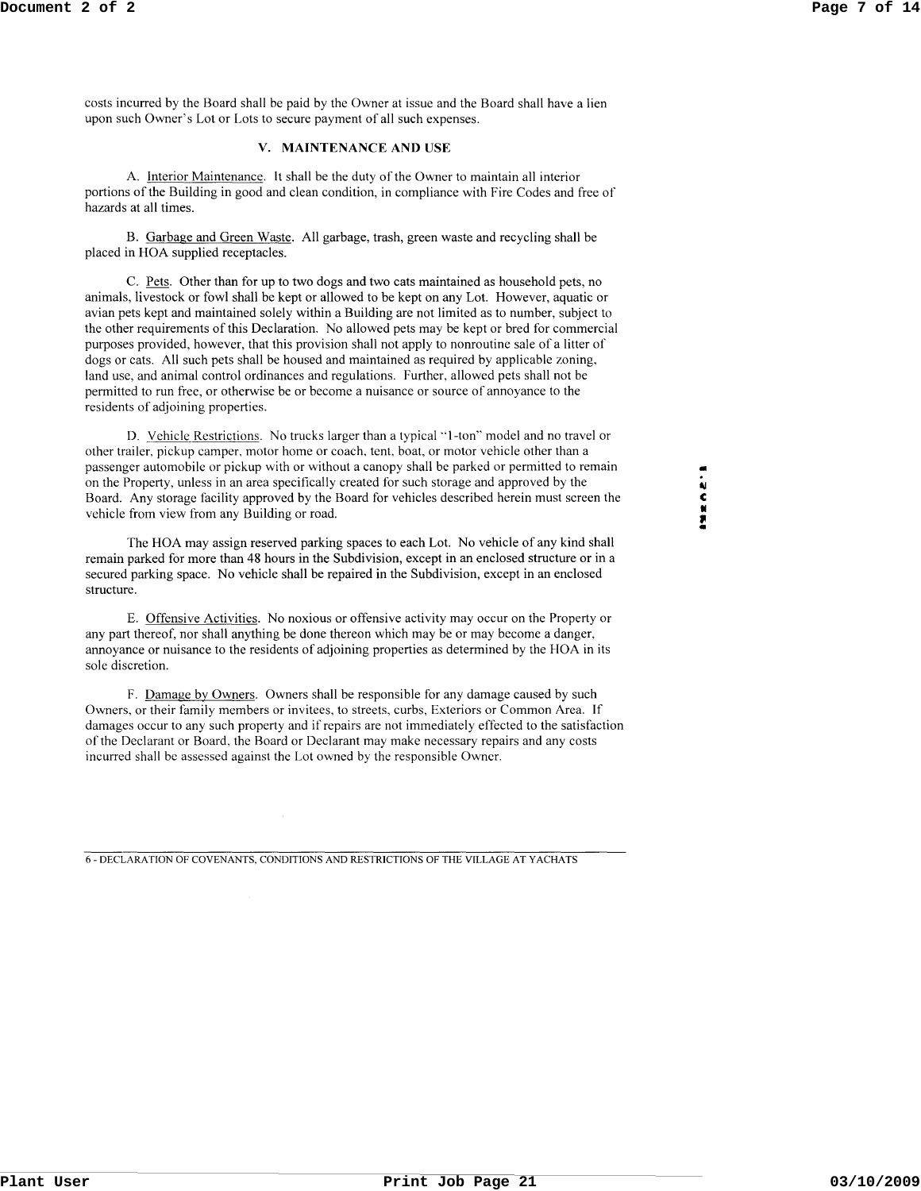costs incurred by the Board shall be paid by the Owner at issue and the Board shall have a lien upon such Owner's Lot or Lots to secure payment of all such expenses.

## V. MAINTENANCE AND USE

A. Interior Maintenance. It shall be the duty of the Owner to maintain all interior portions of the Building in good and clean condition, in compliance with Fire Codes and free of hazards at all times.

B. Garbage and Green Waste. All garbage, trash, green waste and recycling shall be placed in HOA supplied receptacles.

C. Pets. Other than for up to two dogs and two cats maintained as household pets, no animals, livestock or fowl shall be kept or allowed to be kept on any Lot. However, aquatic or avian pets kept and maintained solely within a Building are not limited as to number, subject to the other requirements of this Declaration. No allowed pets may be kept or bred for commercial purposes provided, however, that this provision shall not apply to nonroutine sale of a litter of dogs or cats. All such pets shall be housed and maintained as required by applicable zoning, land use, and animal control ordinances and regulations. Further, allowed pets shall not be permitted to run free, or otherwise be or become a nuisance or source of annoyance to the residents of adjoining properties.

D. Vehicle Restrictions. No trucks larger than a typical "1-ton" model and no travel or other trailer, pickup camper, motor home or coach, tent, boat, or motor vehicle other than a passenger automobile or pickup with or without a canopy shall be parked or permitted to remain on the Property, unless in an area specifically created for such storage and approved by the Board. Any storage facility approved by the Board for vehicles described herein must screen the vehicle from view from any Building or road.

The HOA may assign reserved parking spaces to each Lot. No vehicle of any kind shall remain parked for more than 48 hours in the Subdivision, except in an enclosed structure or in a secured parking space. No vehicle shall be repaired in the Subdivision, except in an enclosed structure.

E. Offensive Activities. No noxious or offensive activity may occur on the Property or any part thereof, nor shall anything be done thereon which may be or may become a danger, annoyance or nuisance to the residents of adjoining properties as determined by the HOA in its sole discretion.

F. Damage by Owners. Owners shall be responsible for any damage caused by such Owners, or their family members or invitees, to streets, curbs, Exteriors or Common Area. If damages occur to any such property and if repairs are not immediately effected to the satisfaction of the Declarant or Board, the Board or Declarant may make necessary repairs and any costs incurred shall be assessed against the Lot owned by the responsible Owner.

6 - DECLARATION OF COVENANTS, CONDITIONS AND RESTRICTIONS OF THE VILLAGE AT YACHATS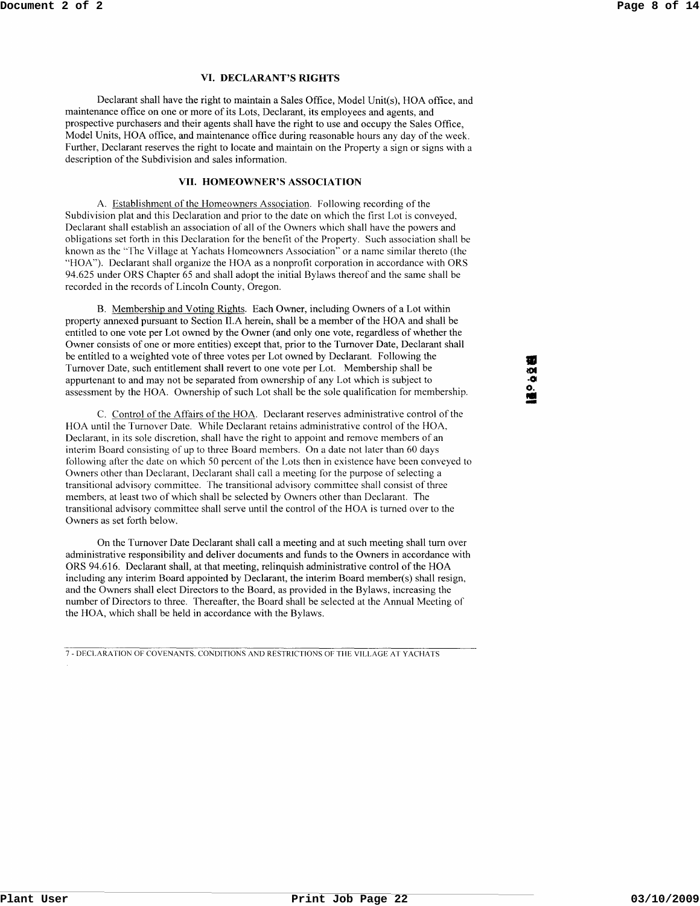## VI. DECLARANT'S RIGHTS

Declarant shall have the right to maintain a Sales Office, Model Unit(s), HOA office, and maintenance office on one or more of its Lots, Declarant, its employees and agents, and prospective purchasers and their agents shall have the right to use and occupy the Sales Office, Model Units, HOA office, and maintenance office during reasonable hours any day of the week. Further, Declarant reserves the right to locate and maintain on the Property a sign or signs with a description of the Subdivision and sales information.

## VII. HOMEOWNER'S ASSOCIATION

A. Establishment of the Homeowners Association. Following recording of the Subdivision plat and this Declaration and prior to the date on which the first Lot is conveyed, Declarant shall establish an association of all of the Owners which shall have the powers and obligations set forth in this Declaration for the benefit of the Property. Such association shall be known as the "The Village at Yachats Homeowners Association" or a name similar thereto (the "HOA"). Declarant shall organize the HOA as a nonprofit corporation in accordance with ORS 94.625 under ORS Chapter 65 and shall adopt the initial Bylaws thereof and the same shall be recorded in the records of Lincoln County, Oregon.

B. Membership and Voting Rights. Each Owner, including Owners of a Lot within property annexed pursuant to Section II.A herein, shall be a member of the HOA and shall be entitled to one vote per Lot owned by the Owner (and only one vote, regardless of whether the Owner consists of one or more entities) except that, prior to the Turnover Date, Declarant shall be entitled to a weighted vote of three votes per Lot owned by Declarant. Following the Turnover Date, such entitlement shall revert to one vote per Lot. Membership shall be appurtenant to and may not be separated from ownership of any Lot which is subject to assessment by the HOA. Ownership of such Lot shall be the sole qualification for membership.

C. Control of the Affairs of the HOA. Declarant reserves administrative control of the HOA until the Turnover Date. While Declarant retains administrative control of the HOA, Declarant, in its sole discretion, shall have the right to appoint and remove members of an interim Board consisting of up to three Board members. On a date not later than 60 days following after the date on which 50 percent of the Lots then in existence have been conveyed to Owners other than Declarant, Declarant shall call a meeting for the purpose of selecting a transitional advisory committee. The transitional advisory committee shall consist of three members, at least two of which shall be selected by Owners other than Declarant. The transitional advisory committee shall serve until the control of the HOA is turned over to the Owners as set forth below.

On the Turnover Date Declarant shall call a meeting and at such meeting shall turn over administrative responsibility and deliver documents and funds to the Owners in accordance with ORS 94.616. Declarant shall, at that meeting, relinquish administrative control of the HOA including any interim Board appointed by Declarant, the interim Board member(s) shall resign, and the Owners shall elect Directors to the Board, as provided in the Bylaws, increasing the number of Directors to three. Thereafter, the Board shall be selected at the Annual Meeting of the HOA, which shall be held in accordance with the Bylaws.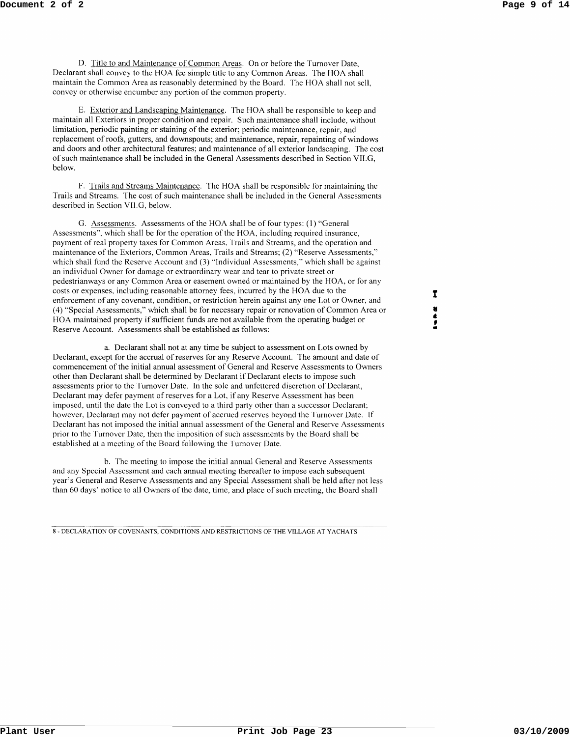D. Title to and Maintenance of Common Areas. On or before the Turnover Date, Declarant shall convey to the HOA fee simple title to any Common Areas. The HOA shall maintain the Common Area as reasonably determined by the Board. The HOA shall not sell, convey or otherwise encumber any portion of the common property.

E. Exterior and Landscaping Maintenance. The HOA shall be responsible to keep and maintain all Exteriors in proper condition and repair. Such maintenance shall include, without limitation, periodic painting or staining of the exterior; periodic maintenance, repair, and replacement of roofs, gutters, and downspouts; and maintenance, repair, repainting of windows and doors and other architectural features; and maintenance of all exterior landscaping. The cost of such maintenance shall be included in the General Assessments described in Section VII.G, below.

F. Trails and Streams Maintenance. The HOA shall be responsible for maintaining the Trails and Streams. The cost of such maintenance shall be included in the General Assessments described in Section VII.G, below.

G. Assessments. Assessments of the HOA shall be of four types: (1) "General Assessments", which shall be for the operation of the HOA, including required insurance, payment of real property taxes for Common Areas, Trails and Streams, and the operation and maintenance of the Exteriors, Common Areas, Trails and Streams; (2) "Reserve Assessments," which shall fund the Reserve Account and (3) "Individual Assessments," which shall be against an individual Owner for damage or extraordinary wear and tear to private street or pedestrianways or any Common Area or easement owned or maintained by the HOA, or for any costs or expenses, including reasonable attorney fees, incurred by the HOA due to the enforcement of any covenant, condition, or restriction herein against any one Lot or Owner, and (4) "Special Assessments," which shall be for necessary repair or renovation of Common Area or HOA maintained property if sufficient funds are not available from the operating budget or Reserve Account. Assessments shall be established as follows:

a. Declarant shall not at any time be subject to assessment on Lots owned by Declarant, except for the accrual of reserves for any Reserve Account. The amount and date of commencement of the initial annual assessment of General and Reserve Assessments to Owners other than Declarant shall be determined by Declarant if Declarant elects to impose such assessments prior to the Turnover Date. In the sole and unfettered discretion of Declarant, Declarant may defer payment of reserves for a Lot, if any Reserve Assessment has been imposed, until the date the Lot is conveyed to a third party other than a successor Declarant; however, Declarant may not defer payment of accrued reserves beyond the Turnover Date. If Declarant has not imposed the initial annual assessment of the General and Reserve Assessments prior to the Turnover Date, then the imposition of such assessments by the Board shall be established at a meeting of the Board following the Turnover Date.

b. The meeting to impose the initial annual General and Reserve Assessments and any Special Assessment and each annual meeting thereafter to impose each subsequent year's General and Reserve Assessments and any Special Assessment shall be held after not less than 60 days' notice to all Owners of the date, time, and place of such meeting, the Board shall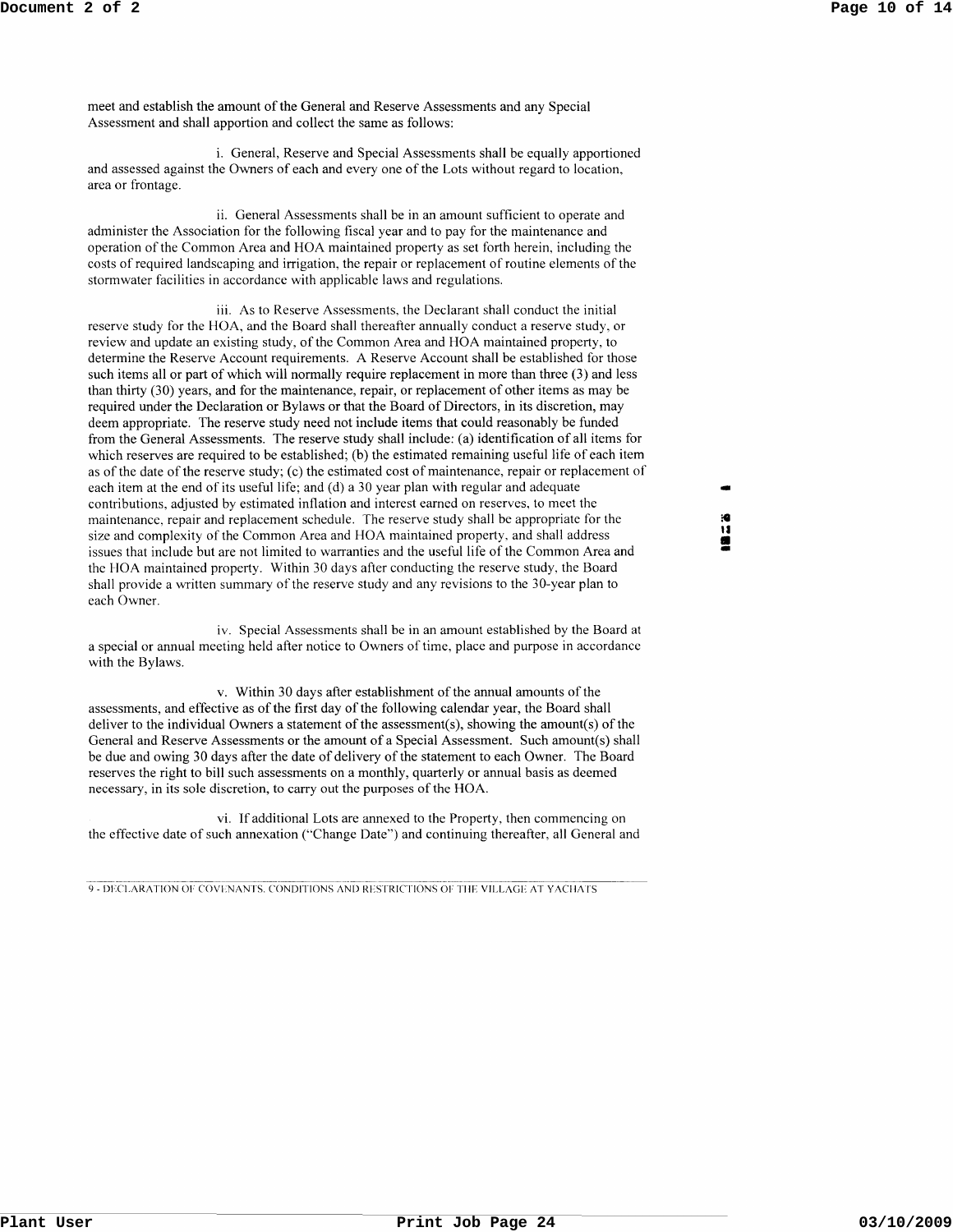meet and establish the amount of the General and Reserve Assessments and any Special Assessment and shall apportion and collect the same as follows:

i. General, Reserve and Special Assessments shall be equally apportioned and assessed against the Owners of each and every one of the Lots without regard to location, area or frontage.

ii. General Assessments shall be in an amount sufficient to operate and administer the Association for the following fiscal year and to pay for the maintenance and operation of the Common Area and HOA maintained property as set forth herein, including the costs of required landscaping and irrigation, the repair or replacement of routine elements of the stormwater facilities in accordance with applicable laws and regulations.

iii. As to Reserve Assessments, the Declarant shall conduct the initial reserve study for the HOA, and the Board shall thereafter annually conduct a reserve study, or review and update an existing study, of the Common Area and HOA maintained property, to determine the Reserve Account requirements. A Reserve Account shall be established for those such items all or part of which will normally require replacement in more than three (3) and less than thirty (30) years, and for the maintenance, repair, or replacement of other items as may be required under the Declaration or Bylaws or that the Board of Directors, in its discretion, may deem appropriate. The reserve study need not include items that could reasonably be funded from the General Assessments. The reserve study shall include: (a) identification of all items for which reserves are required to be established; (b) the estimated remaining useful life of each item as of the date of the reserve study; (c) the estimated cost of maintenance, repair or replacement of each item at the end of its useful life; and (d) a 30 year plan with regular and adequate contributions, adjusted by estimated inflation and interest earned on reserves, to meet the maintenance, repair and replacement schedule. The reserve study shall be appropriate for the size and complexity of the Common Area and HOA maintained property, and shall address issues that include but are not limited to warranties and the useful life of the Common Area and the HOA maintained property. Within 30 days after conducting the reserve study, the Board shall provide a written summary of the reserve study and any revisions to the 30-year plan to each Owner.

iv. Special Assessments shall be in an amount established by the Board at a special or annual meeting held after notice to Owners of time, place and purpose in accordance with the Bylaws.

v. Within 30 days after establishment of the annual amounts of the assessments, and effective as of the first day of the following calendar year, the Board shall deliver to the individual Owners a statement of the assessment(s), showing the amount(s) of the General and Reserve Assessments or the amount of a Special Assessment. Such amount(s) shall be due and owing 30 days after the date of delivery of the statement to each Owner. The Board reserves the right to bill such assessments on a monthly, quarterly or annual basis as deemed necessary, in its sole discretion, to carry out the purposes of the HOA.

vi. If additional Lots are annexed to the Property, then commencing on the effective date of such annexation ("Change Date") and continuing thereafter, all General and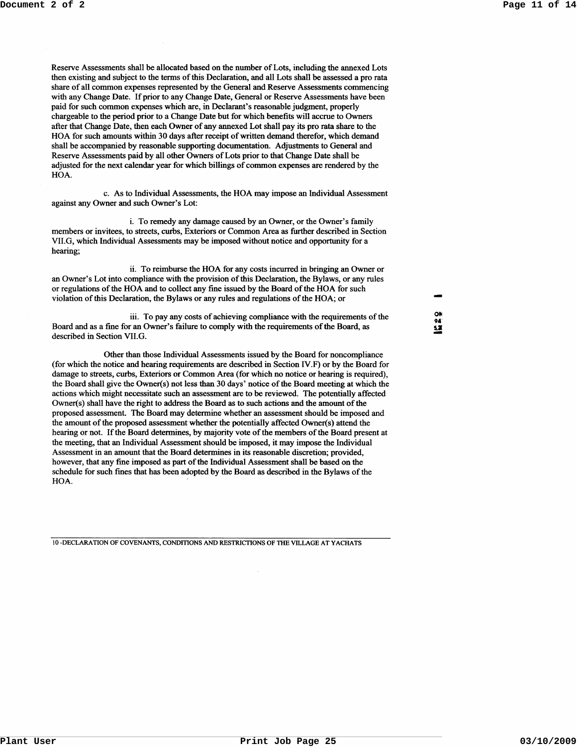Reserve Assessments shall be allocated based on the number of Lots, including the annexed Lots then existing and subject to the terms of this Declaration, and all Lots shall be assessed a pro rata share of all common expenses represented by the General and Reserve Assessments commencing with any Change Date. If prior to any Change Date, General or Reserve Assessments have been paid for such common expenses which are, in Declarant's reasonable judgment, properly chargeable to the period prior to a Change Date but for which benefits will accrue to Owners after that Change Date, then each Owner of any annexed Lot shall pay its pro rata share to the HOA for such amounts within 30 days after receipt of written demand therefor, which demand shall be accompanied by reasonable supporting documentation. Adjustments to General and Reserve Assessments paid by all other Owners of Lots prior to that Change Date shall be adjusted for the next calendar year for which billings of common expenses are rendered by the HOA.

c. As to Individual Assessments, the HOA may impose an Individual Assessment against any Owner and such Owner's Lot:

i. To remedy any damage caused by an Owner, or the Owner's family members or invitees, to streets, curbs, Exteriors or Common Area as further described in Section VII.G, which Individual Assessments may be imposed without notice and opportunity for a hearing;

ii. To reimburse the HOA for any costs incurred in bringing an Owner or an Owner's Lot into compliance with the provision of this Declaration, the Bylaws, or any rules or regulations of the HOA and to collect any fine issued by the Board of the HOA for such violation of this Declaration, the Bylaws or any rules and regulations of the HOA; or

iii. To pay any costs of achieving compliance with the requirements of the Board and as a fine for an Owner's failure to comply with the requirements of the Board, as described in Section VII.G.

Other than those Individual Assessments issued by the Board for noncompliance (for which the notice and hearing requirements are described in Section IV.F) or by the Board for damage to streets, curbs, Exteriors or Common Area (for which no notice or hearing is required), the Board shall give the Owner(s) not less than 30 days' notice of the Board meeting at which the actions which might necessitate such an assessment are to be reviewed. The potentially affected Owner(s) shall have the right to address the Board as to such actions and the amount of the proposed assessment. The Board may determine whether an assessment should be imposed and the amount of the proposed assessment whether the potentially affected Owner(s) attend the hearing or not. If the Board determines, by majority vote of the members of the Board present at the meeting, that an Individual Assessment should be imposed, it may impose the Individual Assessment in an amount that the Board determines in its reasonable discretion; provided, however, that any fine imposed as part of the Individual Assessment shall be based on the schedule for such fines that has been adopted by the Board as described in the Bylaws of the HOA.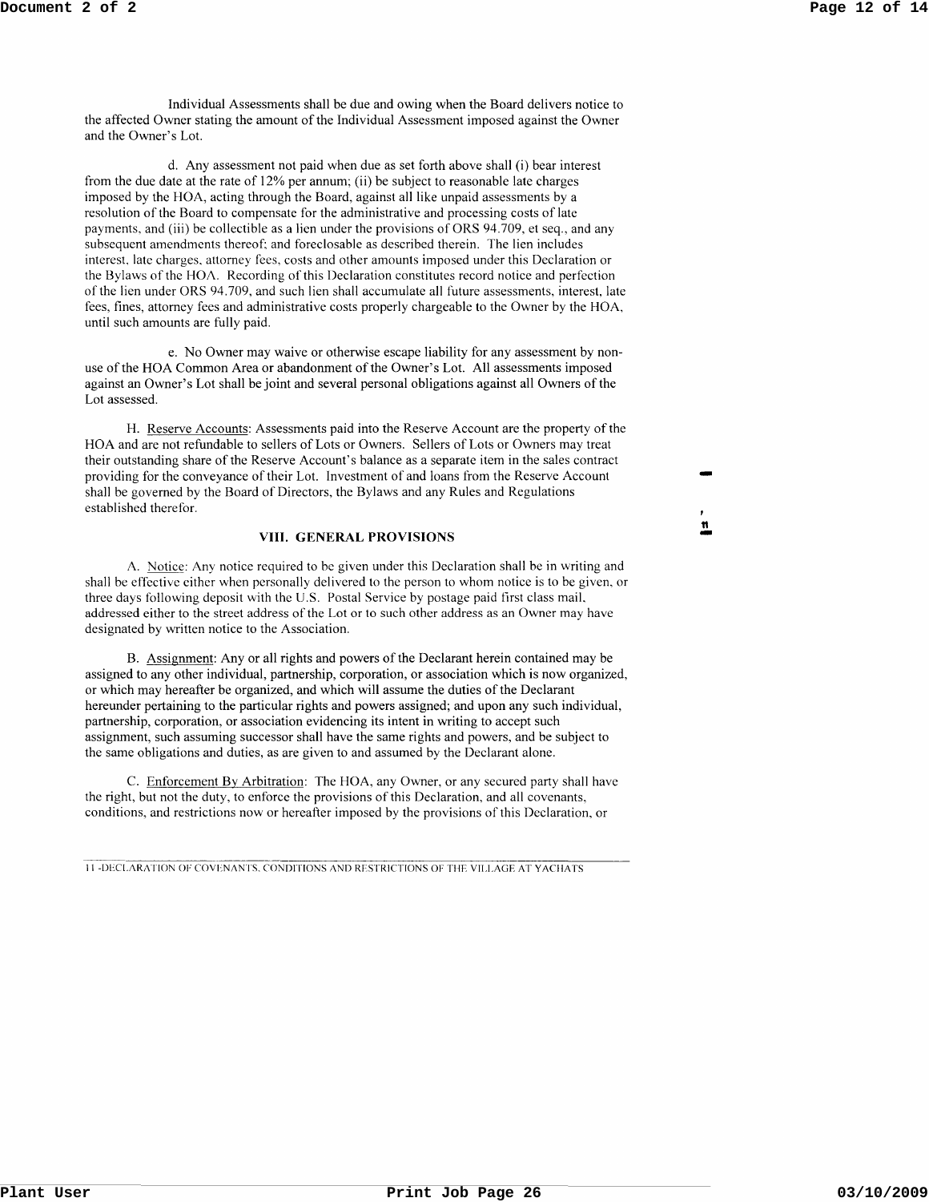Individual Assessments shall be due and owing when the Board delivers notice to the affected Owner stating the amount of the Individual Assessment imposed against the Owner and the Owner's Lot.

d. Any assessment not paid when due as set forth above shall (i) bear interest from the due date at the rate of 12% per annum; (ii) be subject to reasonable late charges imposed by the HOA, acting through the Board, against all like unpaid assessments by a resolution of the Board to compensate for the administrative and processing costs of late payments, and (iii) be collectible as a lien under the provisions of ORS 94.709, et seq., and any subsequent amendments thereof; and foreclosable as described therein. The lien includes interest, late charges, attorney fees, costs and other amounts imposed under this Declaration or the Bylaws of the HOA. Recording of this Declaration constitutes record notice and perfection of the lien under ORS 94.709, and such lien shall accumulate all future assessments, interest, late fees, fines, attorney fees and administrative costs properly chargeable to the Owner by the HOA, until such amounts are fully paid.

e. No Owner may waive or otherwise escape liability for any assessment by non-use of the HOA Common Area or abandonment of the Owner's Lot. All assessments imposed against an Owner's Lot shall be joint and several personal obligations against all Owners of the Lot assessed.

H. Reserve Accounts: Assessments paid into the Reserve Account are the property of the HOA and are not refundable to sellers of Lots or Owners. Sellers of Lots or Owners may treat their outstanding share of the Reserve Account's balance as a separate item in the sales contract providing for the conveyance of their Lot. Investment of and loans from the Reserve Account shall be governed by the Board of Directors, the Bylaws and any Rules and Regulations established therefor.

## VIII. GENERAL PROVISIONS

A. Notice: Any notice required to be given under this Declaration shall be in writing and shall be effective either when personally delivered to the person to whom notice is to be given, or three days following deposit with the U.S. Postal Service by postage paid first class mail, addressed either to the street address of the Lot or to such other address as an Owner may have designated by written notice to the Association.

B. Assignment: Any or all rights and powers of the Declarant herein contained may be assigned to any other individual, partnership, corporation, or association which is now organized, or which may hereafter be organized, and which will assume the duties of the Declarant hereunder pertaining to the particular rights and powers assigned; and upon any such individual, partnership, corporation, or association evidencing its intent in writing to accept such assignment, such assuming successor shall have the same rights and powers, and be subject to the same obligations and duties, as are given to and assumed by the Declarant alone.

C. Enforcement By Arbitration: The HOA, any Owner, or any secured party shall have the right, but not the duty, to enforce the provisions of this Declaration, and all covenants, conditions, and restrictions now or hereafter imposed by the provisions of this Declaration, or

11 -DECLARATION OF COVENANTS, CONDITIONS AND RESTRICTIONS OF THE VILLAGE AT YACHATS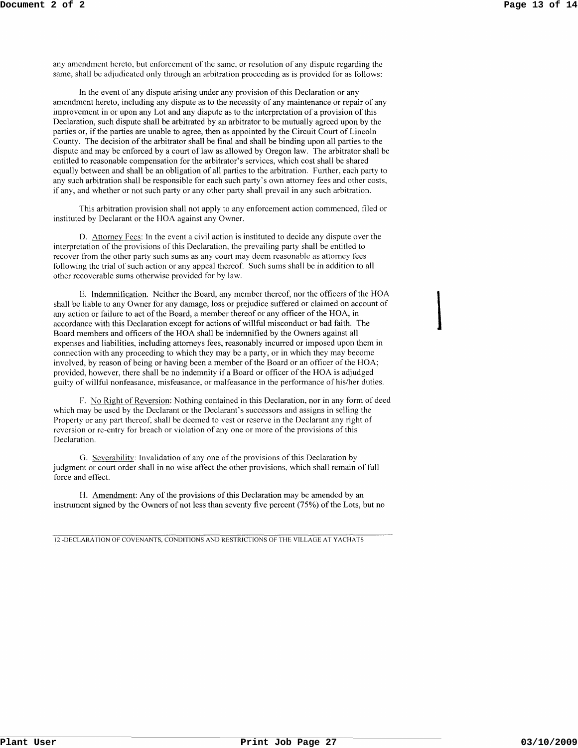any amendment hereto, but enforcement of the same, or resolution of any dispute regarding the same, shall be adjudicated only through an arbitration proceeding as is provided for as follows:

In the event of any dispute arising under any provision of this Declaration or any amendment hereto, including any dispute as to the necessity of any maintenance or repair of any improvement in or upon any Lot and any dispute as to the interpretation of a provision of this Declaration, such dispute shall be arbitrated by an arbitrator to be mutually agreed upon by the parties or, if the parties are unable to agree, then as appointed by the Circuit Court of Lincoln County. The decision of the arbitrator shall be final and shall be binding upon all parties to the dispute and may be enforced by a court of law as allowed by Oregon law. The arbitrator shall be entitled to reasonable compensation for the arbitrator's services, which cost shall be shared equally between and shall be an obligation of all parties to the arbitration. Further, each party to any such arbitration shall be responsible for each such party's own attorney fees and other costs, if any, and whether or not such party or any other party shall prevail in any such arbitration.

This arbitration provision shall not apply to any enforcement action commenced, filed or instituted by Declarant or the HOA against any Owner.

D. Attorney Fees: In the event a civil action is instituted to decide any dispute over the interpretation of the provisions of this Declaration, the prevailing party shall be entitled to recover from the other party such sums as any court may deem reasonable as attorney fees following the trial of such action or any appeal thereof. Such sums shall be in addition to all other recoverable sums otherwise provided for by law.

E. Indemnification. Neither the Board, any member thereof, nor the officers of the HOA shall be liable to any Owner for any damage, loss or prejudice suffered or claimed on account of any action or failure to act of the Board, a member thereof or any officer of the HOA, in accordance with this Declaration except for actions of willful misconduct or bad faith. The Board members and officers of the HOA shall be indemnified by the Owners against all expenses and liabilities, including attorneys fees, reasonably incurred or imposed upon them in connection with any proceeding to which they may be a party, or in which they may become involved, by reason of being or having been a member of the Board or an officer of the HOA; provided, however, there shall be no indemnity if a Board or officer of the HOA is adjudged guilty of willful nonfeasance, misfeasance, or malfeasance in the performance of his/her duties.

F. No Right of Reversion: Nothing contained in this Declaration, nor in any form of deed which may be used by the Declarant or the Declarant's successors and assigns in selling the Property or any part thereof, shall be deemed to vest or reserve in the Declarant any right of reversion or re-entry for breach or violation of any one or more of the provisions of this Declaration.

G. Severability: Invalidation of any one of the provisions of this Declaration by judgment or court order shall in no wise affect the other provisions, which shall remain of full force and effect.

H. Amendment: Any of the provisions of this Declaration may be amended by an instrument signed by the Owners of not less than seventy five percent (75%) of the Lots, but no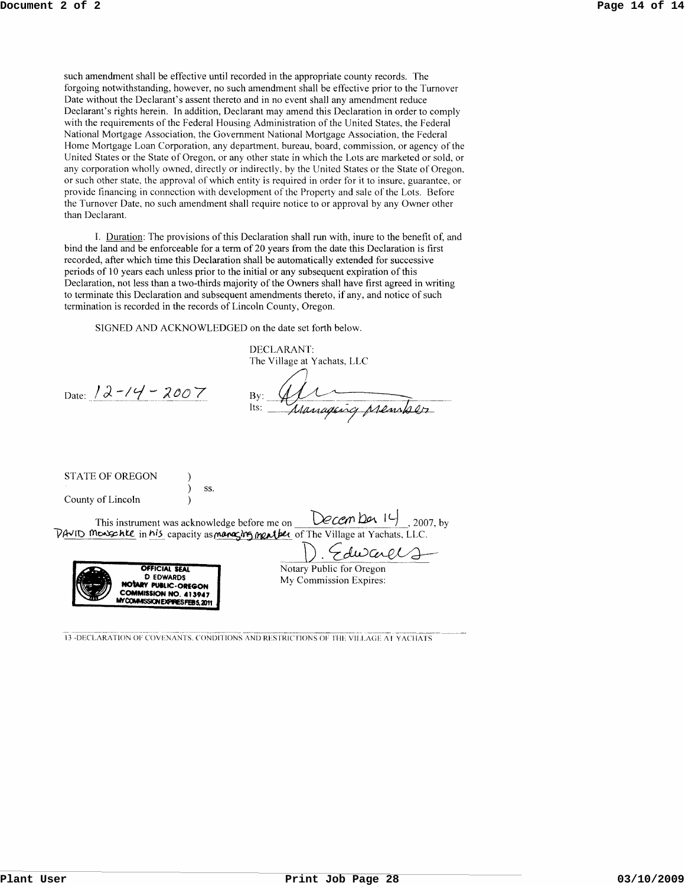such amendment shall be effective until recorded in the appropriate county records. The forgoing notwithstanding, however, no such amendment shall be effective prior to the Turnover Date without the Declarant's assent thereto and in no event shall any amendment reduce Declarant's rights herein. In addition, Declarant may amend this Declaration in order to comply with the requirements of the Federal Housing Administration of the United States, the Federal National Mortgage Association, the Government National Mortgage Association, the Federal Home Mortgage Loan Corporation, any department, bureau, board, commission, or agency of the United States or the State of Oregon, or any other state in which the Lots are marketed or sold, or any corporation wholly owned, directly or indirectly, by the United States or the State of Oregon, or such other state, the approval of which entity is required in order for it to insure, guarantee, or provide financing in connection with development of the Property and sale of the Lots. Before the Turnover Date, no such amendment shall require notice to or approval by any Owner other than Declarant.

I. Duration: The provisions of this Declaration shall run with, inure to the benefit of, and bind the land and be enforceable for a term of 20 years from the date this Declaration is first recorded, after which time this Declaration shall be automatically extended for successive periods of 10 years each unless prior to the initial or any subsequent expiration of this Declaration, not less than a two-thirds majority of the Owners shall have first agreed in writing to terminate this Declaration and subsequent amendments thereto, if any, and notice of such termination is recorded in the records of Lincoln County, Oregon.

SIGNED AND ACKNOWLEDGED on the date set forth below.

DECLARANT:
The Village at Yachats, LLC

Date: 12-14-2007

By: [signature]
Its: Managing Member

STATE OF OREGON )
) ss.
County of Lincoln )

This instrument was acknowledge before me on December 14, 2007, by DAVID Monschke in his capacity as managing member of The Village at Yachats, LLC.

D. Edwards
Notary Public for Oregon
My Commission Expires:

OFFICIAL SEAL
D EDWARDS
NOTARY PUBLIC-OREGON
COMMISSION NO. 413947
MY COMMISSION EXPIRES FEB 5, 2011

13 -DECLARATION OF COVENANTS, CONDITIONS AND RESTRICTIONS OF THE VILLAGE AT YACHATS